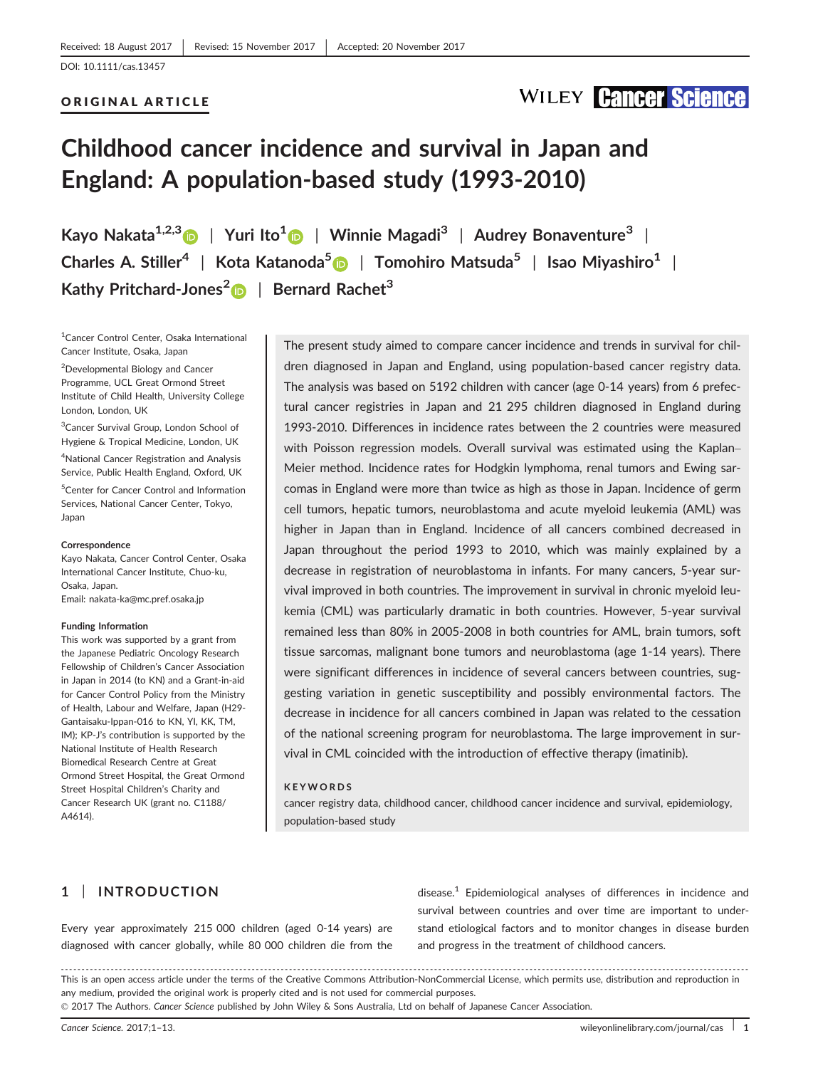Received: 18 August 2017 | Revised: 15 November 2017 | Accepted: 20 November 2017

DOI: 10.1111/cas.13457

ORIGINAL ARTICLE

# Childhood cancer incidence and survival in Japan and England: A population-based study (1993-2010)

Kayo Nakata[1,2,3] | Yuri Ito[1] | Winnie Magadi[3] | Audrey Bonaventure[3] | Charles A. Stiller[4] | Kota Katanoda[5] | Tomohiro Matsuda[5] | Isao Miyashiro[1] | Kathy Pritchard-Jones[2] | Bernard Rachet[3]

[1]Cancer Control Center, Osaka International Cancer Institute, Osaka, Japan

[2]Developmental Biology and Cancer Programme, UCL Great Ormond Street Institute of Child Health, University College London, London, UK

[3]Cancer Survival Group, London School of Hygiene & Tropical Medicine, London, UK

[4]National Cancer Registration and Analysis Service, Public Health England, Oxford, UK

[5]Center for Cancer Control and Information Services, National Cancer Center, Tokyo, Japan

**Correspondence**
Kayo Nakata, Cancer Control Center, Osaka International Cancer Institute, Chuo-ku, Osaka, Japan.
Email: nakata-ka@mc.pref.osaka.jp

**Funding Information**
This work was supported by a grant from the Japanese Pediatric Oncology Research Fellowship of Children's Cancer Association in Japan in 2014 (to KN) and a Grant-in-aid for Cancer Control Policy from the Ministry of Health, Labour and Welfare, Japan (H29-Gantaisaku-Ippan-016 to KN, YI, KK, TM, IM); KP-J's contribution is supported by the National Institute of Health Research Biomedical Research Centre at Great Ormond Street Hospital, the Great Ormond Street Hospital Children's Charity and Cancer Research UK (grant no. C1188/A4614).

The present study aimed to compare cancer incidence and trends in survival for children diagnosed in Japan and England, using population-based cancer registry data. The analysis was based on 5192 children with cancer (age 0-14 years) from 6 prefectural cancer registries in Japan and 21 295 children diagnosed in England during 1993-2010. Differences in incidence rates between the 2 countries were measured with Poisson regression models. Overall survival was estimated using the Kaplan–Meier method. Incidence rates for Hodgkin lymphoma, renal tumors and Ewing sarcomas in England were more than twice as high as those in Japan. Incidence of germ cell tumors, hepatic tumors, neuroblastoma and acute myeloid leukemia (AML) was higher in Japan than in England. Incidence of all cancers combined decreased in Japan throughout the period 1993 to 2010, which was mainly explained by a decrease in registration of neuroblastoma in infants. For many cancers, 5-year survival improved in both countries. The improvement in survival in chronic myeloid leukemia (CML) was particularly dramatic in both countries. However, 5-year survival remained less than 80% in 2005-2008 in both countries for AML, brain tumors, soft tissue sarcomas, malignant bone tumors and neuroblastoma (age 1-14 years). There were significant differences in incidence of several cancers between countries, suggesting variation in genetic susceptibility and possibly environmental factors. The decrease in incidence for all cancers combined in Japan was related to the cessation of the national screening program for neuroblastoma. The large improvement in survival in CML coincided with the introduction of effective therapy (imatinib).

**KEYWORDS**
cancer registry data, childhood cancer, childhood cancer incidence and survival, epidemiology, population-based study

## 1 | INTRODUCTION

Every year approximately 215 000 children (aged 0-14 years) are diagnosed with cancer globally, while 80 000 children die from the disease.[1] Epidemiological analyses of differences in incidence and survival between countries and over time are important to understand etiological factors and to monitor changes in disease burden and progress in the treatment of childhood cancers.

This is an open access article under the terms of the Creative Commons Attribution-NonCommercial License, which permits use, distribution and reproduction in any medium, provided the original work is properly cited and is not used for commercial purposes.
© 2017 The Authors. *Cancer Science* published by John Wiley & Sons Australia, Ltd on behalf of Japanese Cancer Association.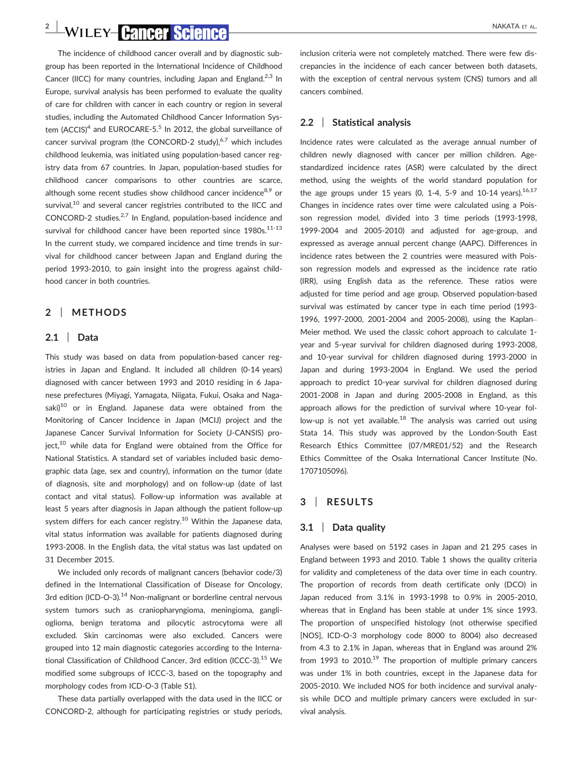The incidence of childhood cancer overall and by diagnostic subgroup has been reported in the International Incidence of Childhood Cancer (IICC) for many countries, including Japan and England.[2,3] In Europe, survival analysis has been performed to evaluate the quality of care for children with cancer in each country or region in several studies, including the Automated Childhood Cancer Information System (ACCIS)[4] and EUROCARE-5.[5] In 2012, the global surveillance of cancer survival program (the CONCORD-2 study),[6,7] which includes childhood leukemia, was initiated using population-based cancer registry data from 67 countries. In Japan, population-based studies for childhood cancer comparisons to other countries are scarce, although some recent studies show childhood cancer incidence[8,9] or survival,[10] and several cancer registries contributed to the IICC and CONCORD-2 studies.[2,7] In England, population-based incidence and survival for childhood cancer have been reported since 1980s.[11-13] In the current study, we compared incidence and time trends in survival for childhood cancer between Japan and England during the period 1993-2010, to gain insight into the progress against childhood cancer in both countries.

## 2 | METHODS

### 2.1 | Data

This study was based on data from population-based cancer registries in Japan and England. It included all children (0-14 years) diagnosed with cancer between 1993 and 2010 residing in 6 Japanese prefectures (Miyagi, Yamagata, Niigata, Fukui, Osaka and Nagasaki)[10] or in England. Japanese data were obtained from the Monitoring of Cancer Incidence in Japan (MCIJ) project and the Japanese Cancer Survival Information for Society (J-CANSIS) project,[10] while data for England were obtained from the Office for National Statistics. A standard set of variables included basic demographic data (age, sex and country), information on the tumor (date of diagnosis, site and morphology) and on follow-up (date of last contact and vital status). Follow-up information was available at least 5 years after diagnosis in Japan although the patient follow-up system differs for each cancer registry.[10] Within the Japanese data, vital status information was available for patients diagnosed during 1993-2008. In the English data, the vital status was last updated on 31 December 2015.

We included only records of malignant cancers (behavior code/3) defined in the International Classification of Disease for Oncology, 3rd edition (ICD-O-3).[14] Non-malignant or borderline central nervous system tumors such as craniopharyngioma, meningioma, gangliogliomа, benign teratoma and pilocytic astrocytoma were all excluded. Skin carcinomas were also excluded. Cancers were grouped into 12 main diagnostic categories according to the International Classification of Childhood Cancer, 3rd edition (ICCC-3).[15] We modified some subgroups of ICCC-3, based on the topography and morphology codes from ICD-O-3 (Table S1).

These data partially overlapped with the data used in the IICC or CONCORD-2, although for participating registries or study periods, inclusion criteria were not completely matched. There were few discrepancies in the incidence of each cancer between both datasets, with the exception of central nervous system (CNS) tumors and all cancers combined.

### 2.2 | Statistical analysis

Incidence rates were calculated as the average annual number of children newly diagnosed with cancer per million children. Age-standardized incidence rates (ASR) were calculated by the direct method, using the weights of the world standard population for the age groups under 15 years (0, 1-4, 5-9 and 10-14 years).[16,17] Changes in incidence rates over time were calculated using a Poisson regression model, divided into 3 time periods (1993-1998, 1999-2004 and 2005-2010) and adjusted for age-group, and expressed as average annual percent change (AAPC). Differences in incidence rates between the 2 countries were measured with Poisson regression models and expressed as the incidence rate ratio (IRR), using English data as the reference. These ratios were adjusted for time period and age group. Observed population-based survival was estimated by cancer type in each time period (1993-1996, 1997-2000, 2001-2004 and 2005-2008), using the Kaplan–Meier method. We used the classic cohort approach to calculate 1-year and 5-year survival for children diagnosed during 1993-2008, and 10-year survival for children diagnosed during 1993-2000 in Japan and during 1993-2004 in England. We used the period approach to predict 10-year survival for children diagnosed during 2001-2008 in Japan and during 2005-2008 in England, as this approach allows for the prediction of survival where 10-year follow-up is not yet available.[18] The analysis was carried out using Stata 14. This study was approved by the London-South East Research Ethics Committee (07/MRE01/52) and the Research Ethics Committee of the Osaka International Cancer Institute (No. 1707105096).

## 3 | RESULTS

### 3.1 | Data quality

Analyses were based on 5192 cases in Japan and 21 295 cases in England between 1993 and 2010. Table 1 shows the quality criteria for validity and completeness of the data over time in each country. The proportion of records from death certificate only (DCO) in Japan reduced from 3.1% in 1993-1998 to 0.9% in 2005-2010, whereas that in England has been stable at under 1% since 1993. The proportion of unspecified histology (not otherwise specified [NOS], ICD-O-3 morphology code 8000 to 8004) also decreased from 4.3 to 2.1% in Japan, whereas that in England was around 2% from 1993 to 2010.[19] The proportion of multiple primary cancers was under 1% in both countries, except in the Japanese data for 2005-2010. We included NOS for both incidence and survival analysis while DCO and multiple primary cancers were excluded in survival analysis.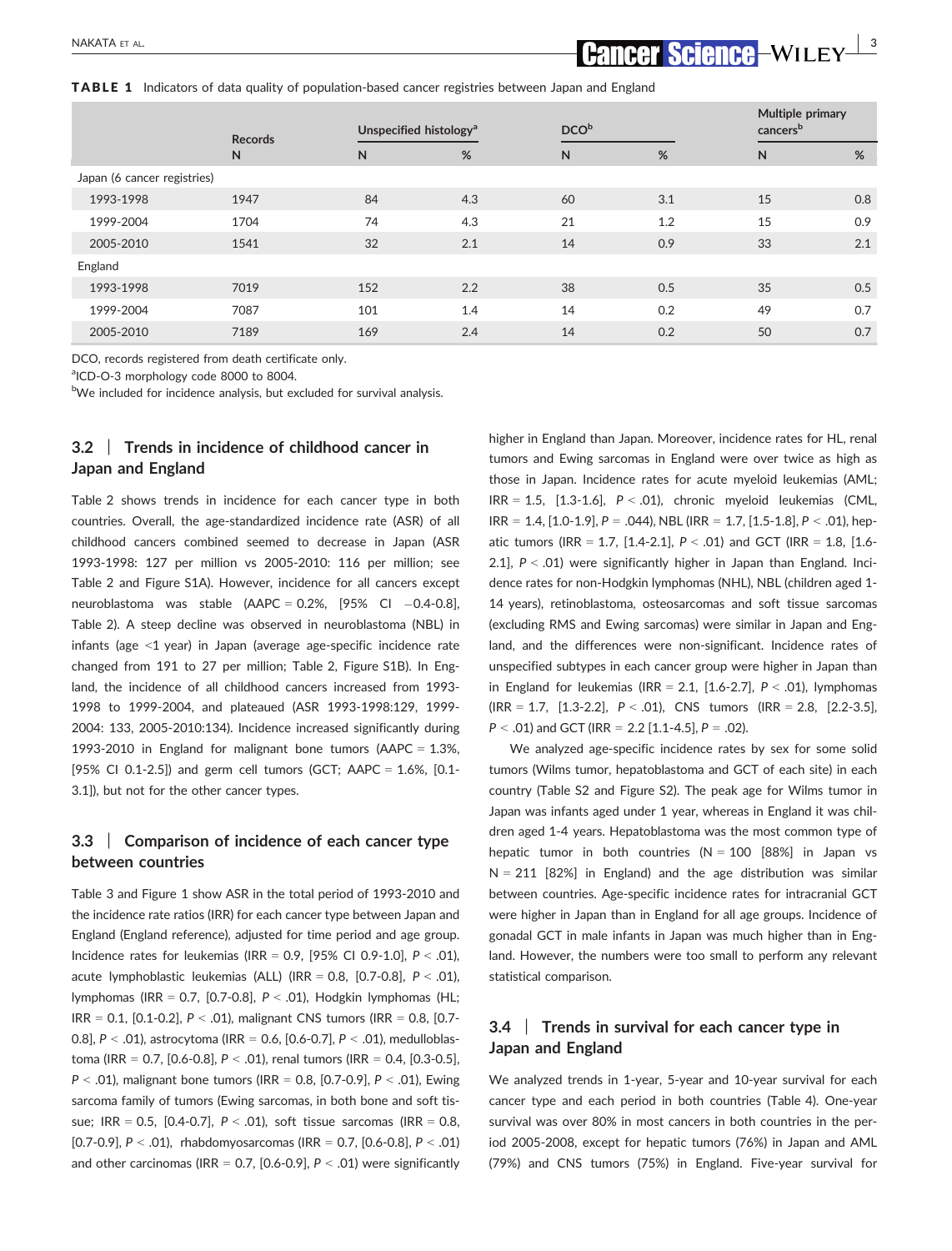**TABLE 1** Indicators of data quality of population-based cancer registries between Japan and England

| | Records | Unspecified histology[a] | | DCO[b] | | Multiple primary cancers[b] | |
|---|---|---|---|---|---|---|---|
| | N | N | % | N | % | N | % |
| Japan (6 cancer registries) | | | | | | | |
| 1993-1998 | 1947 | 84 | 4.3 | 60 | 3.1 | 15 | 0.8 |
| 1999-2004 | 1704 | 74 | 4.3 | 21 | 1.2 | 15 | 0.9 |
| 2005-2010 | 1541 | 32 | 2.1 | 14 | 0.9 | 33 | 2.1 |
| England | | | | | | | |
| 1993-1998 | 7019 | 152 | 2.2 | 38 | 0.5 | 35 | 0.5 |
| 1999-2004 | 7087 | 101 | 1.4 | 14 | 0.2 | 49 | 0.7 |
| 2005-2010 | 7189 | 169 | 2.4 | 14 | 0.2 | 50 | 0.7 |

DCO, records registered from death certificate only.

[a]ICD-O-3 morphology code 8000 to 8004.

[b]We included for incidence analysis, but excluded for survival analysis.

### 3.2 | Trends in incidence of childhood cancer in Japan and England

Table 2 shows trends in incidence for each cancer type in both countries. Overall, the age-standardized incidence rate (ASR) of all childhood cancers combined seemed to decrease in Japan (ASR 1993-1998: 127 per million vs 2005-2010: 116 per million; see Table 2 and Figure S1A). However, incidence for all cancers except neuroblastoma was stable (AAPC = 0.2%, [95% CI −0.4-0.8], Table 2). A steep decline was observed in neuroblastoma (NBL) in infants (age <1 year) in Japan (average age-specific incidence rate changed from 191 to 27 per million; Table 2, Figure S1B). In England, the incidence of all childhood cancers increased from 1993-1998 to 1999-2004, and plateaued (ASR 1993-1998:129, 1999-2004: 133, 2005-2010:134). Incidence increased significantly during 1993-2010 in England for malignant bone tumors (AAPC = 1.3%, [95% CI 0.1-2.5]) and germ cell tumors (GCT; AAPC = 1.6%, [0.1-3.1]), but not for the other cancer types.

### 3.3 | Comparison of incidence of each cancer type between countries

Table 3 and Figure 1 show ASR in the total period of 1993-2010 and the incidence rate ratios (IRR) for each cancer type between Japan and England (England reference), adjusted for time period and age group. Incidence rates for leukemias (IRR = 0.9, [95% CI 0.9-1.0], $P < .01$), acute lymphoblastic leukemias (ALL) (IRR = 0.8, [0.7-0.8], $P < .01$), lymphomas (IRR = 0.7, [0.7-0.8], $P < .01$), Hodgkin lymphomas (HL; IRR = 0.1, [0.1-0.2], $P < .01$), malignant CNS tumors (IRR = 0.8, [0.7-0.8], $P < .01$), astrocytoma (IRR = 0.6, [0.6-0.7], $P < .01$), medulloblastoma (IRR = 0.7, [0.6-0.8], $P < .01$), renal tumors (IRR = 0.4, [0.3-0.5], $P < .01$), malignant bone tumors (IRR = 0.8, [0.7-0.9], $P < .01$), Ewing sarcoma family of tumors (Ewing sarcomas, in both bone and soft tissue; IRR = 0.5, [0.4-0.7], $P < .01$), soft tissue sarcomas (IRR = 0.8, [0.7-0.9], $P < .01$), rhabdomyosarcomas (IRR = 0.7, [0.6-0.8], $P < .01$) and other carcinomas (IRR = 0.7, [0.6-0.9], $P < .01$) were significantly higher in England than Japan. Moreover, incidence rates for HL, renal tumors and Ewing sarcomas in England were over twice as high as those in Japan. Incidence rates for acute myeloid leukemias (AML; IRR = 1.5, [1.3-1.6], $P < .01$), chronic myeloid leukemias (CML, IRR = 1.4, [1.0-1.9], $P = .044$), NBL (IRR = 1.7, [1.5-1.8], $P < .01$), hepatic tumors (IRR = 1.7, [1.4-2.1], $P < .01$) and GCT (IRR = 1.8, [1.6-2.1], $P < .01$) were significantly higher in Japan than England. Incidence rates for non-Hodgkin lymphomas (NHL), NBL (children aged 1-14 years), retinoblastoma, osteosarcomas and soft tissue sarcomas (excluding RMS and Ewing sarcomas) were similar in Japan and England, and the differences were non-significant. Incidence rates of unspecified subtypes in each cancer group were higher in Japan than in England for leukemias (IRR = 2.1, [1.6-2.7], $P < .01$), lymphomas (IRR = 1.7, [1.3-2.2], $P < .01$), CNS tumors (IRR = 2.8, [2.2-3.5], $P < .01$) and GCT (IRR = 2.2 [1.1-4.5], $P = .02$).

We analyzed age-specific incidence rates by sex for some solid tumors (Wilms tumor, hepatoblastoma and GCT of each site) in each country (Table S2 and Figure S2). The peak age for Wilms tumor in Japan was infants aged under 1 year, whereas in England it was children aged 1-4 years. Hepatoblastoma was the most common type of hepatic tumor in both countries (N = 100 [88%] in Japan vs N = 211 [82%] in England) and the age distribution was similar between countries. Age-specific incidence rates for intracranial GCT were higher in Japan than in England for all age groups. Incidence of gonadal GCT in male infants in Japan was much higher than in England. However, the numbers were too small to perform any relevant statistical comparison.

### 3.4 | Trends in survival for each cancer type in Japan and England

We analyzed trends in 1-year, 5-year and 10-year survival for each cancer type and each period in both countries (Table 4). One-year survival was over 80% in most cancers in both countries in the period 2005-2008, except for hepatic tumors (76%) in Japan and AML (79%) and CNS tumors (75%) in England. Five-year survival for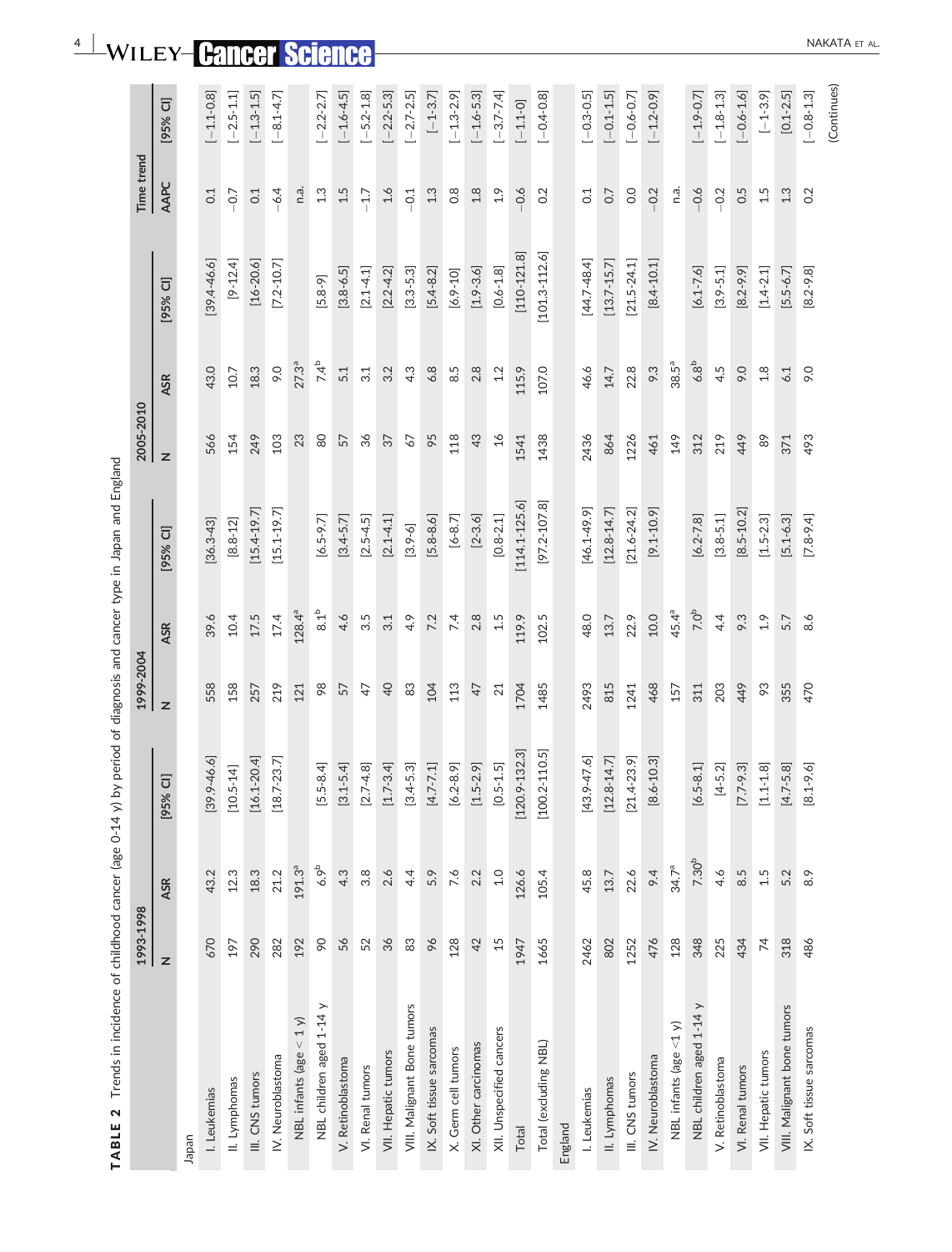**TABLE 2** Trends in incidence of childhood cancer (age 0-14 y) by period of diagnosis and cancer type in Japan and England

| | 1993-1998 | | | 1999-2004 | | | 2005-2010 | | | Time trend | |
|---|---|---|---|---|---|---|---|---|---|---|---|
| | N | ASR | [95% CI] | N | ASR | [95% CI] | N | ASR | [95% CI] | AAPC | [95% CI] |
| Japan | | | | | | | | | | | |
| I. Leukemias | 670 | 43.2 | [39.9-46.6] | 558 | 39.6 | [36.3-43] | 566 | 43.0 | [39.4-46.6] | 0.1 | [−1.1-0.8] |
| II. Lymphomas | 197 | 12.3 | [10.5-14] | 158 | 10.4 | [8.8-12] | 154 | 10.7 | [9-12.4] | −0.7 | [−2.5-1.1] |
| III. CNS tumors | 290 | 18.3 | [16.1-20.4] | 257 | 17.5 | [15.4-19.7] | 249 | 18.3 | [16-20.6] | 0.1 | [−1.3-1.5] |
| IV. Neuroblastoma | 282 | 21.2 | [18.7-23.7] | 219 | 17.4 | [15.1-19.7] | 103 | 9.0 | [7.2-10.7] | −6.4 | [−8.1-4.7] |
| NBL infants (age < 1 y) | 192 | 191.3[a] | | 121 | 128.4[a] | | 23 | 27.3[a] | | n.a. | |
| NBL children aged 1-14 y | 90 | 6.9[b] | [5.5-8.4] | 98 | 8.1[b] | [6.5-9.7] | 80 | 7.4[b] | [5.8-9] | 1.3 | [−2.2-2.7] |
| V. Retinoblastoma | 56 | 4.3 | [3.1-5.4] | 57 | 4.6 | [3.4-5.7] | 57 | 5.1 | [3.8-6.5] | 1.5 | [−1.6-4.5] |
| VI. Renal tumors | 52 | 3.8 | [2.7-4.8] | 47 | 3.5 | [2.5-4.5] | 36 | 3.1 | [2.1-4.1] | −1.7 | [−5.2-1.8] |
| VII. Hepatic tumors | 36 | 2.6 | [1.7-3.4] | 40 | 3.1 | [2.1-4.1] | 37 | 3.2 | [2.2-4.2] | 1.6 | [−2.2-5.3] |
| VIII. Malignant Bone tumors | 83 | 4.4 | [3.4-5.3] | 83 | 4.9 | [3.9-6] | 67 | 4.3 | [3.3-5.3] | −0.1 | [−2.7-2.5] |
| IX. Soft tissue sarcomas | 96 | 5.9 | [4.7-7.1] | 104 | 7.2 | [5.8-8.6] | 95 | 6.8 | [5.4-8.2] | 1.3 | [−1-3.7] |
| X. Germ cell tumors | 128 | 7.6 | [6.2-8.9] | 113 | 7.4 | [6-8.7] | 118 | 8.5 | [6.9-10] | 0.8 | [−1.3-2.9] |
| XI. Other carcinomas | 42 | 2.2 | [1.5-2.9] | 47 | 2.8 | [2-3.6] | 43 | 2.8 | [1.9-3.6] | 1.8 | [−1.6-5.3] |
| XII. Unspecified cancers | 15 | 1.0 | [0.5-1.5] | 21 | 1.5 | [0.8-2.1] | 16 | 1.2 | [0.6-1.8] | 1.9 | [−3.7-7.4] |
| Total | 1947 | 126.6 | [120.9-132.3] | 1704 | 119.9 | [114.1-125.6] | 1541 | 115.9 | [110-121.8] | −0.6 | [−1.1-0] |
| Total (excluding NBL) | 1665 | 105.4 | [100.2-110.5] | 1485 | 102.5 | [97.2-107.8] | 1438 | 107.0 | [101.3-112.6] | 0.2 | [−0.4-0.8] |
| England | | | | | | | | | | | |
| I. Leukemias | 2462 | 45.8 | [43.9-47.6] | 2493 | 48.0 | [46.1-49.9] | 2436 | 46.6 | [44.7-48.4] | 0.1 | [−0.3-0.5] |
| II. Lymphomas | 802 | 13.7 | [12.8-14.7] | 815 | 13.7 | [12.8-14.7] | 864 | 14.7 | [13.7-15.7] | 0.7 | [−0.1-1.5] |
| III. CNS tumors | 1252 | 22.6 | [21.4-23.9] | 1241 | 22.9 | [21.6-24.2] | 1226 | 22.8 | [21.5-24.1] | 0.0 | [−0.6-0.7] |
| IV. Neuroblastoma | 476 | 9.4 | [8.6-10.3] | 468 | 10.0 | [9.1-10.9] | 461 | 9.3 | [8.4-10.1] | −0.2 | [−1.2-0.9] |
| NBL infants (age <1 y) | 128 | 34.7[a] | | 157 | 45.4[a] | | 149 | 38.5[a] | | n.a. | |
| NBL children aged 1-14 y | 348 | 7.30[b] | [6.5-8.1] | 311 | 7.0[b] | [6.2-7.8] | 312 | 6.8[b] | [6.1-7.6] | −0.6 | [−1.9-0.7] |
| V. Retinoblastoma | 225 | 4.6 | [4-5.2] | 203 | 4.4 | [3.8-5.1] | 219 | 4.5 | [3.9-5.1] | −0.2 | [−1.8-1.3] |
| VI. Renal tumors | 434 | 8.5 | [7.7-9.3] | 449 | 9.3 | [8.5-10.2] | 449 | 9.0 | [8.2-9.9] | 0.5 | [−0.6-1.6] |
| VII. Hepatic tumors | 74 | 1.5 | [1.1-1.8] | 93 | 1.9 | [1.5-2.3] | 89 | 1.8 | [1.4-2.1] | 1.5 | [−1-3.9] |
| VIII. Malignant bone tumors | 318 | 5.2 | [4.7-5.8] | 355 | 5.7 | [5.1-6.3] | 371 | 6.1 | [5.5-6.7] | 1.3 | [0.1-2.5] |
| IX. Soft tissue sarcomas | 486 | 8.9 | [8.1-9.6] | 470 | 8.6 | [7.8-9.4] | 493 | 9.0 | [8.2-9.8] | 0.2 | [−0.8-1.3] |

(Continues)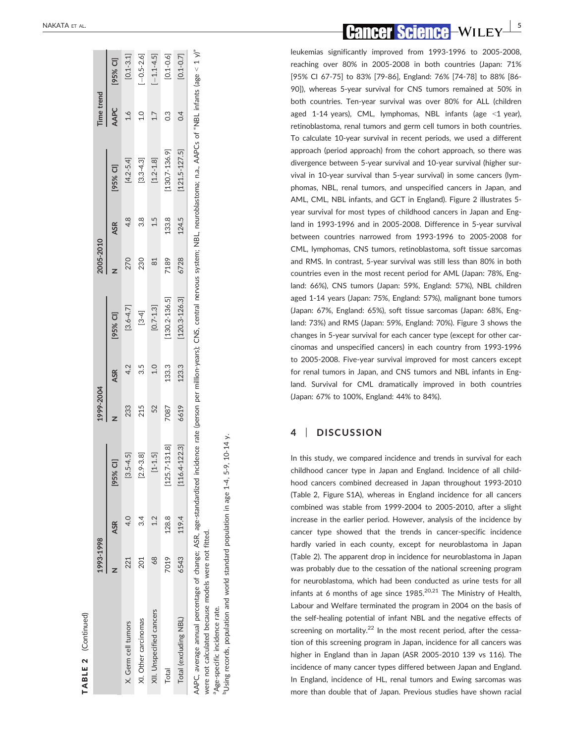**TABLE 2** (Continued)

| | 1993-1998 | | | 1999-2004 | | | 2005-2010 | | | Time trend | |
|---|---|---|---|---|---|---|---|---|---|---|---|
| | N | ASR | [95% CI] | N | ASR | [95% CI] | N | ASR | [95% CI] | AAPC | [95% CI] |
| X. Germ cell tumors | 221 | 4.0 | [3.5-4.5] | 233 | 4.2 | [3.6-4.7] | 270 | 4.8 | [4.2-5.4] | 1.6 | [0.1-3.1] |
| XI. Other carcinomas | 201 | 3.4 | [2.9-3.8] | 215 | 3.5 | [3-4] | 230 | 3.8 | [3.3-4.3] | 1.0 | [−0.5-2.6] |
| XII. Unspecified cancers | 68 | 1.2 | [1-1.5] | 52 | 1.0 | [0.7-1.3] | 81 | 1.5 | [1.2-1.8] | 1.7 | [−1.1-4.5] |
| Total | 7019 | 128.8 | [125.7-131.8] | 7087 | 133.3 | [130.2-136.5] | 7189 | 133.8 | [130.7-136.9] | 0.3 | [0.1-0.6] |
| Total (excluding NBL) | 6543 | 119.4 | [116.4-122.3] | 6619 | 123.3 | [120.3-126.3] | 6728 | 124.5 | [121.5-127.5] | 0.4 | [0.1-0.7] |

AAPC, average annual percentage of change; ASR, age-standardized incidence rate (person per million-years); CNS, central nervous system; NBL, neuroblastoma; n.a., AAPCs of "NBL infants (age < 1 y)" were not calculated because models were not fitted.

[a]Age-specific incidence rate.

[b]Using records, population and world standard population in age 1-4, 5-9, 10-14 y.

leukemias significantly improved from 1993-1996 to 2005-2008, reaching over 80% in 2005-2008 in both countries (Japan: 71% [95% CI 67-75] to 83% [79-86], England: 76% [74-78] to 88% [86-90]), whereas 5-year survival for CNS tumors remained at 50% in both countries. Ten-year survival was over 80% for ALL (children aged 1-14 years), CML, lymphomas, NBL infants (age <1 year), retinoblastoma, renal tumors and germ cell tumors in both countries. To calculate 10-year survival in recent periods, we used a different approach (period approach) from the cohort approach, so there was divergence between 5-year survival and 10-year survival (higher survival in 10-year survival than 5-year survival) in some cancers (lymphomas, NBL, renal tumors, and unspecified cancers in Japan, and AML, CML, NBL infants, and GCT in England). Figure 2 illustrates 5-year survival for most types of childhood cancers in Japan and England in 1993-1996 and in 2005-2008. Difference in 5-year survival between countries narrowed from 1993-1996 to 2005-2008 for CML, lymphomas, CNS tumors, retinoblastoma, soft tissue sarcomas and RMS. In contrast, 5-year survival was still less than 80% in both countries even in the most recent period for AML (Japan: 78%, England: 66%), CNS tumors (Japan: 59%, England: 57%), NBL children aged 1-14 years (Japan: 75%, England: 57%), malignant bone tumors (Japan: 67%, England: 65%), soft tissue sarcomas (Japan: 68%, England: 73%) and RMS (Japan: 59%, England: 70%). Figure 3 shows the changes in 5-year survival for each cancer type (except for other carcinomas and unspecified cancers) in each country from 1993-1996 to 2005-2008. Five-year survival improved for most cancers except for renal tumors in Japan, and CNS tumors and NBL infants in England. Survival for CML dramatically improved in both countries (Japan: 67% to 100%, England: 44% to 84%).

## 4 | DISCUSSION

In this study, we compared incidence and trends in survival for each childhood cancer type in Japan and England. Incidence of all childhood cancers combined decreased in Japan throughout 1993-2010 (Table 2, Figure S1A), whereas in England incidence for all cancers combined was stable from 1999-2004 to 2005-2010, after a slight increase in the earlier period. However, analysis of the incidence by cancer type showed that the trends in cancer-specific incidence hardly varied in each county, except for neuroblastoma in Japan (Table 2). The apparent drop in incidence for neuroblastoma in Japan was probably due to the cessation of the national screening program for neuroblastoma, which had been conducted as urine tests for all infants at 6 months of age since 1985.[20,21] The Ministry of Health, Labour and Welfare terminated the program in 2004 on the basis of the self-healing potential of infant NBL and the negative effects of screening on mortality.[22] In the most recent period, after the cessation of this screening program in Japan, incidence for all cancers was higher in England than in Japan (ASR 2005-2010 139 vs 116). The incidence of many cancer types differed between Japan and England. In England, incidence of HL, renal tumors and Ewing sarcomas was more than double that of Japan. Previous studies have shown racial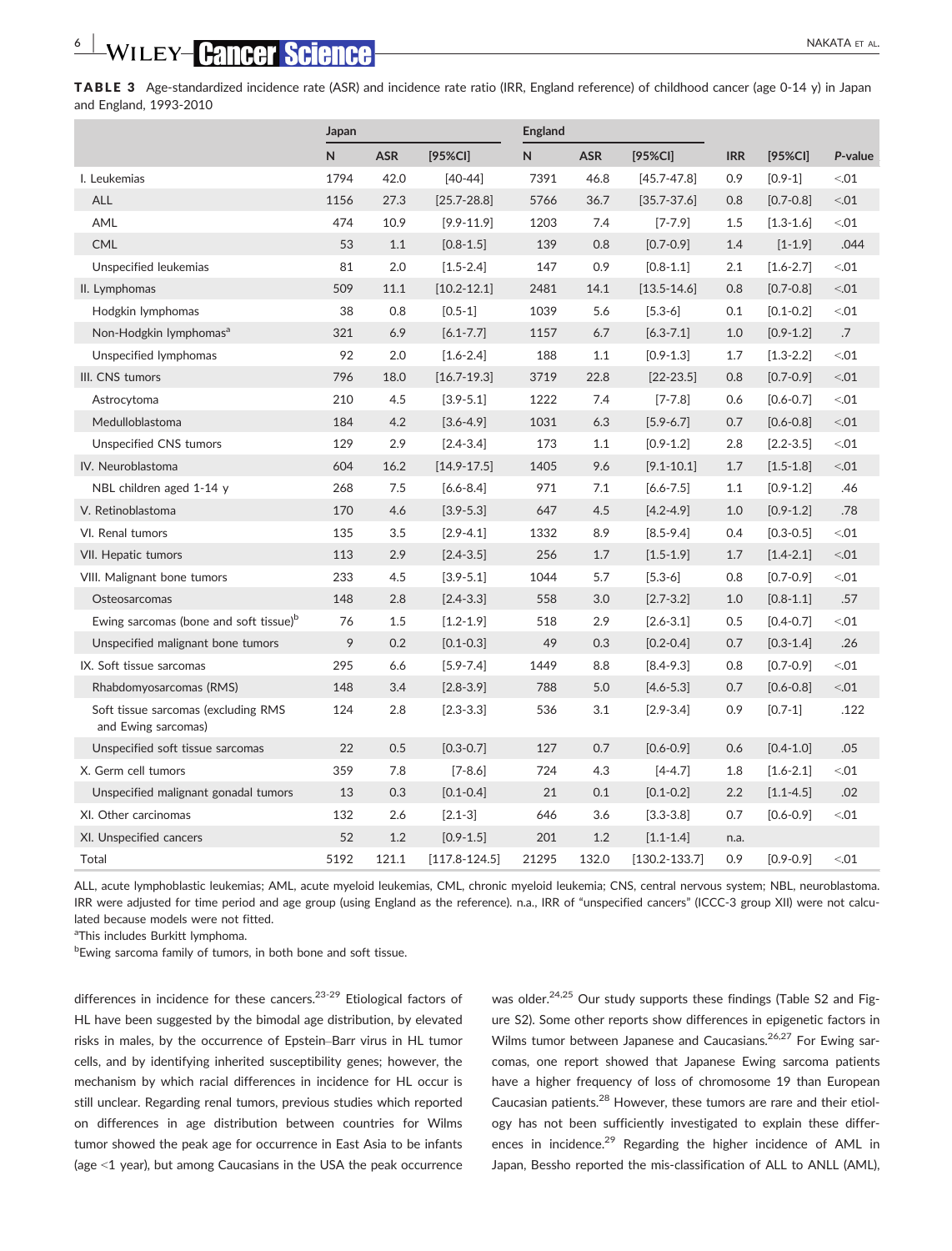**TABLE 3** Age-standardized incidence rate (ASR) and incidence rate ratio (IRR, England reference) of childhood cancer (age 0-14 y) in Japan and England, 1993-2010

| | Japan | | | England | | | | | |
|---|---|---|---|---|---|---|---|---|---|
| | N | ASR | [95%CI] | N | ASR | [95%CI] | IRR | [95%CI] | P-value |
| I. Leukemias | 1794 | 42.0 | [40-44] | 7391 | 46.8 | [45.7-47.8] | 0.9 | [0.9-1] | <.01 |
| ALL | 1156 | 27.3 | [25.7-28.8] | 5766 | 36.7 | [35.7-37.6] | 0.8 | [0.7-0.8] | <.01 |
| AML | 474 | 10.9 | [9.9-11.9] | 1203 | 7.4 | [7-7.9] | 1.5 | [1.3-1.6] | <.01 |
| CML | 53 | 1.1 | [0.8-1.5] | 139 | 0.8 | [0.7-0.9] | 1.4 | [1-1.9] | .044 |
| Unspecified leukemias | 81 | 2.0 | [1.5-2.4] | 147 | 0.9 | [0.8-1.1] | 2.1 | [1.6-2.7] | <.01 |
| II. Lymphomas | 509 | 11.1 | [10.2-12.1] | 2481 | 14.1 | [13.5-14.6] | 0.8 | [0.7-0.8] | <.01 |
| Hodgkin lymphomas | 38 | 0.8 | [0.5-1] | 1039 | 5.6 | [5.3-6] | 0.1 | [0.1-0.2] | <.01 |
| Non-Hodgkin lymphomas[a] | 321 | 6.9 | [6.1-7.7] | 1157 | 6.7 | [6.3-7.1] | 1.0 | [0.9-1.2] | .7 |
| Unspecified lymphomas | 92 | 2.0 | [1.6-2.4] | 188 | 1.1 | [0.9-1.3] | 1.7 | [1.3-2.2] | <.01 |
| III. CNS tumors | 796 | 18.0 | [16.7-19.3] | 3719 | 22.8 | [22-23.5] | 0.8 | [0.7-0.9] | <.01 |
| Astrocytoma | 210 | 4.5 | [3.9-5.1] | 1222 | 7.4 | [7-7.8] | 0.6 | [0.6-0.7] | <.01 |
| Medulloblastoma | 184 | 4.2 | [3.6-4.9] | 1031 | 6.3 | [5.9-6.7] | 0.7 | [0.6-0.8] | <.01 |
| Unspecified CNS tumors | 129 | 2.9 | [2.4-3.4] | 173 | 1.1 | [0.9-1.2] | 2.8 | [2.2-3.5] | <.01 |
| IV. Neuroblastoma | 604 | 16.2 | [14.9-17.5] | 1405 | 9.6 | [9.1-10.1] | 1.7 | [1.5-1.8] | <.01 |
| NBL children aged 1-14 y | 268 | 7.5 | [6.6-8.4] | 971 | 7.1 | [6.6-7.5] | 1.1 | [0.9-1.2] | .46 |
| V. Retinoblastoma | 170 | 4.6 | [3.9-5.3] | 647 | 4.5 | [4.2-4.9] | 1.0 | [0.9-1.2] | .78 |
| VI. Renal tumors | 135 | 3.5 | [2.9-4.1] | 1332 | 8.9 | [8.5-9.4] | 0.4 | [0.3-0.5] | <.01 |
| VII. Hepatic tumors | 113 | 2.9 | [2.4-3.5] | 256 | 1.7 | [1.5-1.9] | 1.7 | [1.4-2.1] | <.01 |
| VIII. Malignant bone tumors | 233 | 4.5 | [3.9-5.1] | 1044 | 5.7 | [5.3-6] | 0.8 | [0.7-0.9] | <.01 |
| Osteosarcomas | 148 | 2.8 | [2.4-3.3] | 558 | 3.0 | [2.7-3.2] | 1.0 | [0.8-1.1] | .57 |
| Ewing sarcomas (bone and soft tissue)[b] | 76 | 1.5 | [1.2-1.9] | 518 | 2.9 | [2.6-3.1] | 0.5 | [0.4-0.7] | <.01 |
| Unspecified malignant bone tumors | 9 | 0.2 | [0.1-0.3] | 49 | 0.3 | [0.2-0.4] | 0.7 | [0.3-1.4] | .26 |
| IX. Soft tissue sarcomas | 295 | 6.6 | [5.9-7.4] | 1449 | 8.8 | [8.4-9.3] | 0.8 | [0.7-0.9] | <.01 |
| Rhabdomyosarcomas (RMS) | 148 | 3.4 | [2.8-3.9] | 788 | 5.0 | [4.6-5.3] | 0.7 | [0.6-0.8] | <.01 |
| Soft tissue sarcomas (excluding RMS and Ewing sarcomas) | 124 | 2.8 | [2.3-3.3] | 536 | 3.1 | [2.9-3.4] | 0.9 | [0.7-1] | .122 |
| Unspecified soft tissue sarcomas | 22 | 0.5 | [0.3-0.7] | 127 | 0.7 | [0.6-0.9] | 0.6 | [0.4-1.0] | .05 |
| X. Germ cell tumors | 359 | 7.8 | [7-8.6] | 724 | 4.3 | [4-4.7] | 1.8 | [1.6-2.1] | <.01 |
| Unspecified malignant gonadal tumors | 13 | 0.3 | [0.1-0.4] | 21 | 0.1 | [0.1-0.2] | 2.2 | [1.1-4.5] | .02 |
| XI. Other carcinomas | 132 | 2.6 | [2.1-3] | 646 | 3.6 | [3.3-3.8] | 0.7 | [0.6-0.9] | <.01 |
| XI. Unspecified cancers | 52 | 1.2 | [0.9-1.5] | 201 | 1.2 | [1.1-1.4] | n.a. | | |
| Total | 5192 | 121.1 | [117.8-124.5] | 21295 | 132.0 | [130.2-133.7] | 0.9 | [0.9-0.9] | <.01 |

ALL, acute lymphoblastic leukemias; AML, acute myeloid leukemias, CML, chronic myeloid leukemia; CNS, central nervous system; NBL, neuroblastoma. IRR were adjusted for time period and age group (using England as the reference). n.a., IRR of "unspecified cancers" (ICCC-3 group XII) were not calculated because models were not fitted.

[a]This includes Burkitt lymphoma.

[b]Ewing sarcoma family of tumors, in both bone and soft tissue.

differences in incidence for these cancers.[23-29] Etiological factors of HL have been suggested by the bimodal age distribution, by elevated risks in males, by the occurrence of Epstein–Barr virus in HL tumor cells, and by identifying inherited susceptibility genes; however, the mechanism by which racial differences in incidence for HL occur is still unclear. Regarding renal tumors, previous studies which reported on differences in age distribution between countries for Wilms tumor showed the peak age for occurrence in East Asia to be infants (age <1 year), but among Caucasians in the USA the peak occurrence was older.[24,25] Our study supports these findings (Table S2 and Figure S2). Some other reports show differences in epigenetic factors in Wilms tumor between Japanese and Caucasians.[26,27] For Ewing sarcomas, one report showed that Japanese Ewing sarcoma patients have a higher frequency of loss of chromosome 19 than European Caucasian patients.[28] However, these tumors are rare and their etiology has not been sufficiently investigated to explain these differences in incidence.[29] Regarding the higher incidence of AML in Japan, Bessho reported the mis-classification of ALL to ANLL (AML),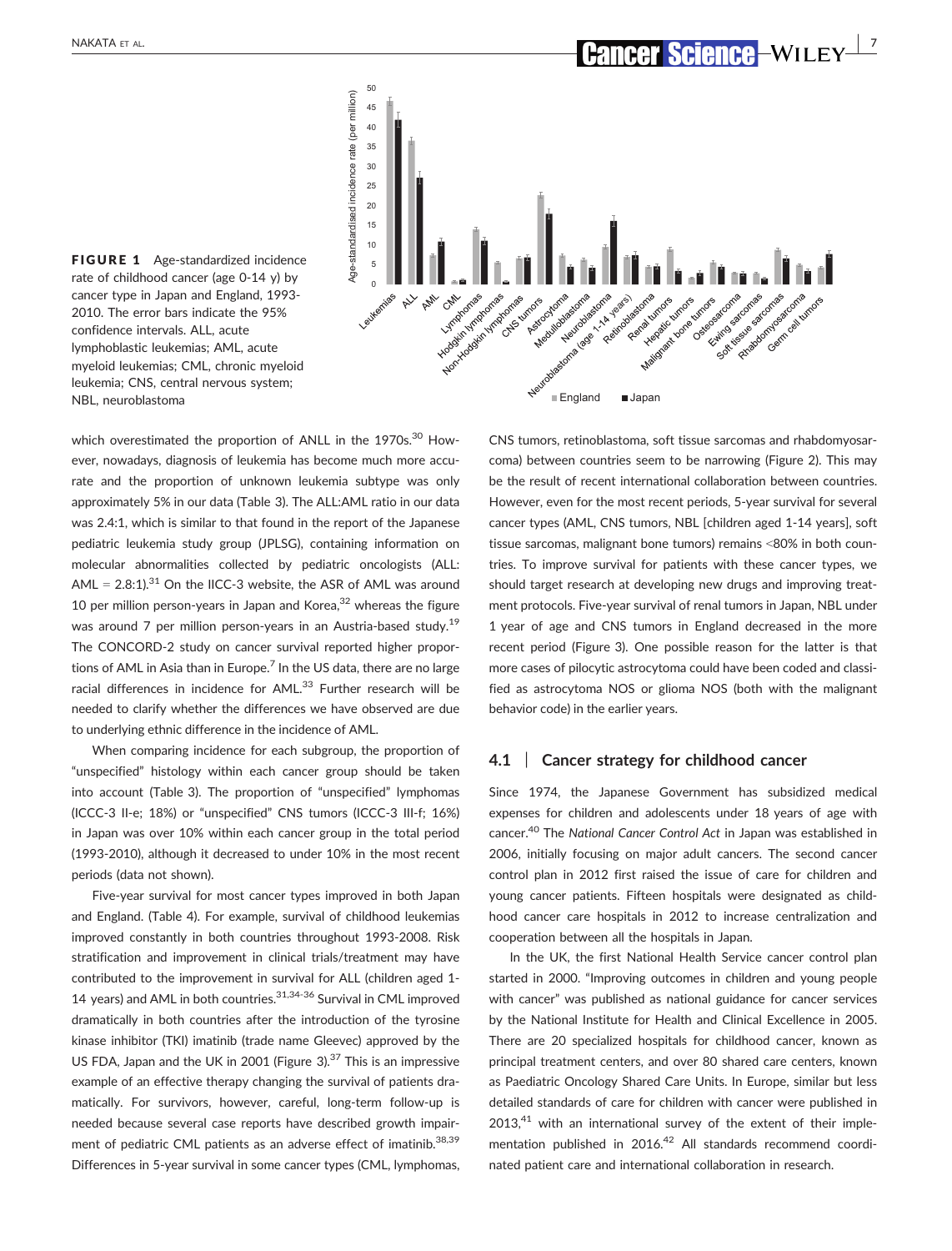50
45
40
35
30
25
20
15
10
5
0

Age-standardised incidence rate (per million)

Leukemias
ALL
AML
CML
Lymphomas
Hodgkin lymphomas
Non-Hodgkin lymphomas
CNS tumors
Astrocytoma
Medulloblastoma
Neuroblastoma
Neuroblastoma (age 1-14 years)
Retinoblastoma
Renal tumors
Hepatic tumors
Malignant bone tumors
Osteosarcoma
Ewing sarcomas
Soft tissue sarcomas
Rhabdomyosarcoma
Germ cell tumors

England
Japan

**FIGURE 1** Age-standardized incidence rate of childhood cancer (age 0-14 y) by cancer type in Japan and England, 1993-2010. The error bars indicate the 95% confidence intervals. ALL, acute lymphoblastic leukemias; AML, acute myeloid leukemias; CML, chronic myeloid leukemia; CNS, central nervous system; NBL, neuroblastoma

which overestimated the proportion of ANLL in the 1970s.[30] However, nowadays, diagnosis of leukemia has become much more accurate and the proportion of unknown leukemia subtype was only approximately 5% in our data (Table 3). The ALL:AML ratio in our data was 2.4:1, which is similar to that found in the report of the Japanese pediatric leukemia study group (JPLSG), containing information on molecular abnormalities collected by pediatric oncologists (ALL: AML = 2.8:1).[31] On the IICC-3 website, the ASR of AML was around 10 per million person-years in Japan and Korea,[32] whereas the figure was around 7 per million person-years in an Austria-based study.[19] The CONCORD-2 study on cancer survival reported higher proportions of AML in Asia than in Europe.[7] In the US data, there are no large racial differences in incidence for AML.[33] Further research will be needed to clarify whether the differences we have observed are due to underlying ethnic difference in the incidence of AML.

When comparing incidence for each subgroup, the proportion of "unspecified" histology within each cancer group should be taken into account (Table 3). The proportion of "unspecified" lymphomas (ICCC-3 II-e; 18%) or "unspecified" CNS tumors (ICCC-3 III-f; 16%) in Japan was over 10% within each cancer group in the total period (1993-2010), although it decreased to under 10% in the most recent periods (data not shown).

Five-year survival for most cancer types improved in both Japan and England. (Table 4). For example, survival of childhood leukemias improved constantly in both countries throughout 1993-2008. Risk stratification and improvement in clinical trials/treatment may have contributed to the improvement in survival for ALL (children aged 1-14 years) and AML in both countries.[31,34-36] Survival in CML improved dramatically in both countries after the introduction of the tyrosine kinase inhibitor (TKI) imatinib (trade name Gleevec) approved by the US FDA, Japan and the UK in 2001 (Figure 3).[37] This is an impressive example of an effective therapy changing the survival of patients dramatically. For survivors, however, careful, long-term follow-up is needed because several case reports have described growth impairment of pediatric CML patients as an adverse effect of imatinib.[38,39] Differences in 5-year survival in some cancer types (CML, lymphomas, CNS tumors, retinoblastoma, soft tissue sarcomas and rhabdomyosarcoma) between countries seem to be narrowing (Figure 2). This may be the result of recent international collaboration between countries. However, even for the most recent periods, 5-year survival for several cancer types (AML, CNS tumors, NBL [children aged 1-14 years], soft tissue sarcomas, malignant bone tumors) remains <80% in both countries. To improve survival for patients with these cancer types, we should target research at developing new drugs and improving treatment protocols. Five-year survival of renal tumors in Japan, NBL under 1 year of age and CNS tumors in England decreased in the more recent period (Figure 3). One possible reason for the latter is that more cases of pilocytic astrocytoma could have been coded and classified as astrocytoma NOS or glioma NOS (both with the malignant behavior code) in the earlier years.

## 4.1 | Cancer strategy for childhood cancer

Since 1974, the Japanese Government has subsidized medical expenses for children and adolescents under 18 years of age with cancer.[40] The *National Cancer Control Act* in Japan was established in 2006, initially focusing on major adult cancers. The second cancer control plan in 2012 first raised the issue of care for children and young cancer patients. Fifteen hospitals were designated as childhood cancer care hospitals in 2012 to increase centralization and cooperation between all the hospitals in Japan.

In the UK, the first National Health Service cancer control plan started in 2000. "Improving outcomes in children and young people with cancer" was published as national guidance for cancer services by the National Institute for Health and Clinical Excellence in 2005. There are 20 specialized hospitals for childhood cancer, known as principal treatment centers, and over 80 shared care centers, known as Paediatric Oncology Shared Care Units. In Europe, similar but less detailed standards of care for children with cancer were published in 2013,[41] with an international survey of the extent of their implementation published in 2016.[42] All standards recommend coordinated patient care and international collaboration in research.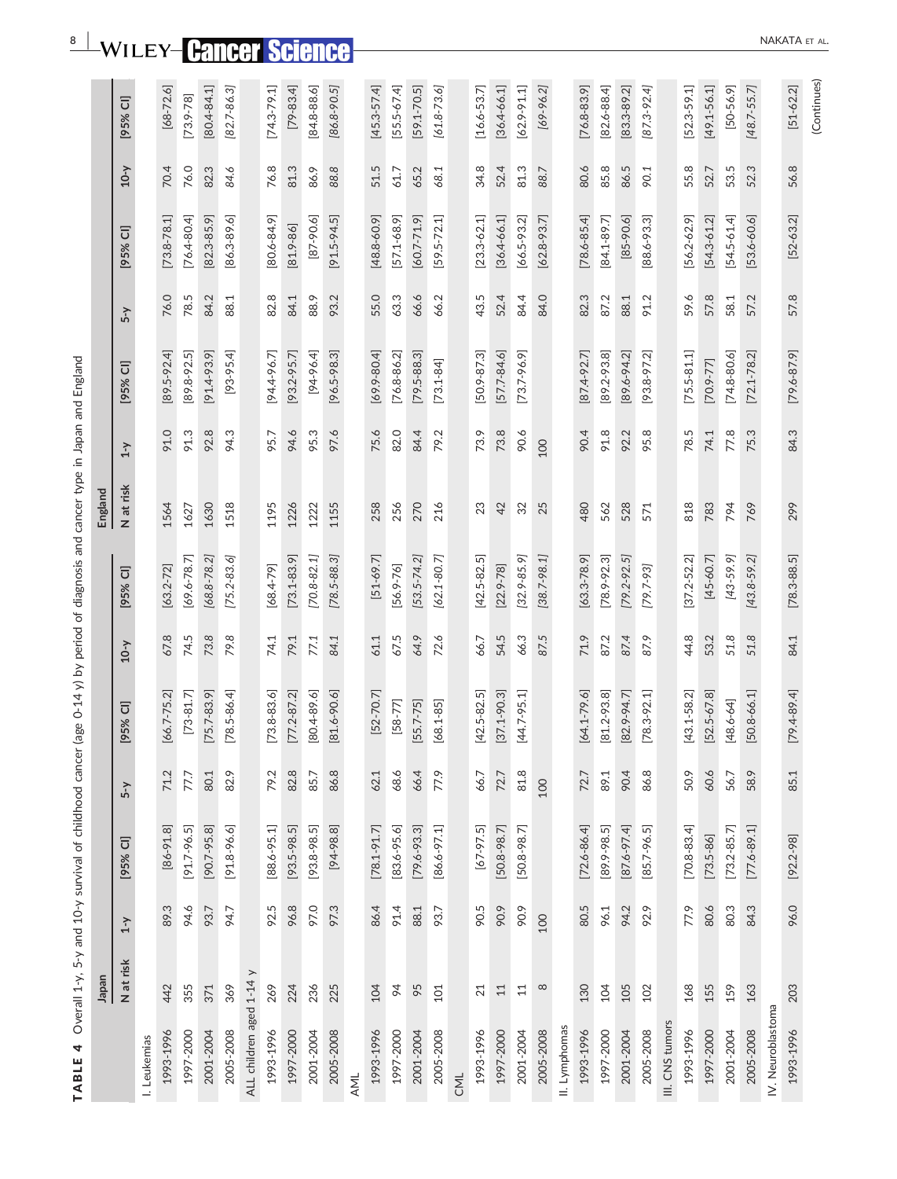**TABLE 4** Overall 1-y, 5-y and 10-y survival of childhood cancer (age 0-14 y) by period of diagnosis and cancer type in Japan and England

| | Japan | | | | | | | England | | | | | | |
|---|---|---|---|---|---|---|---|---|---|---|---|---|---|---|
| | N at risk | 1-y | [95% CI] | 5-y | [95% CI] | 10-y | [95% CI] | N at risk | 1-y | [95% CI] | 5-y | [95% CI] | 10-y | [95% CI] |
| I. Leukemias | | | | | | | | | | | | | | |
| 1993-1996 | 442 | 89.3 | [86-91.8] | 71.2 | [66.7-75.2] | 67.8 | [63.2-72] | 1564 | 91.0 | [89.5-92.4] | 76.0 | [73.8-78.1] | 70.4 | [68-72.6] |
| 1997-2000 | 355 | 94.6 | [91.7-96.5] | 77.7 | [73-81.7] | 74.5 | [69.6-78.7] | 1627 | 91.3 | [89.8-92.5] | 78.5 | [76.4-80.4] | 76.0 | [73.9-78] |
| 2001-2004 | 371 | 93.7 | [90.7-95.8] | 80.1 | [75.7-83.9] | 73.8 | [68.8-78.2] | 1630 | 92.8 | [91.4-93.9] | 84.2 | [82.3-85.9] | 82.3 | [80.4-84.1] |
| 2005-2008 | 369 | 94.7 | [91.8-96.6] | 82.9 | [78.5-86.4] | *79.8* | *[75.2-83.6]* | 1518 | 94.3 | [93-95.4] | 88.1 | [86.3-89.6] | *84.6* | *[82.7-86.3]* |
| ALL children aged 1-14 y | | | | | | | | | | | | | | |
| 1993-1996 | 269 | 92.5 | [88.6-95.1] | 79.2 | [73.8-83.6] | 74.1 | [68.4-79] | 1195 | 95.7 | [94.4-96.7] | 82.8 | [80.6-84.9] | 76.8 | [74.3-79.1] |
| 1997-2000 | 224 | 96.8 | [93.5-98.5] | 82.8 | [77.2-87.2] | 79.1 | [73.1-83.9] | 1226 | 94.6 | [93.2-95.7] | 84.1 | [81.9-86] | 81.3 | [79-83.4] |
| 2001-2004 | 236 | 97.0 | [93.8-98.5] | 85.7 | [80.4-89.6] | *77.1* | *[70.8-82.1]* | 1222 | 95.3 | [94-96.4] | 88.9 | [87-90.6] | 86.9 | [84.8-88.6] |
| 2005-2008 | 225 | 97.3 | [94-98.8] | 86.8 | [81.6-90.6] | *84.1* | *[78.5-88.3]* | 1155 | 97.6 | [96.5-98.3] | 93.2 | [91.5-94.5] | *88.8* | *[86.8-90.5]* |
| AML | | | | | | | | | | | | | | |
| 1993-1996 | 104 | 86.4 | [78.1-91.7] | 62.1 | [52-70.7] | 61.1 | [51-69.7] | 258 | 75.6 | [69.9-80.4] | 55.0 | [48.8-60.9] | 51.5 | [45.3-57.4] |
| 1997-2000 | 94 | 91.4 | [83.6-95.6] | 68.6 | [58-77] | 67.5 | [56.9-76] | 256 | 82.0 | [76.8-86.2] | 63.3 | [57.1-68.9] | 61.7 | [55.5-67.4] |
| 2001-2004 | 95 | 88.1 | [79.6-93.3] | 66.4 | [55.7-75] | *64.9* | *[53.5-74.2]* | 270 | 84.4 | [79.5-88.3] | 66.6 | [60.7-71.9] | 65.2 | [59.1-70.5] |
| 2005-2008 | 101 | 93.7 | [86.6-97.1] | 77.9 | [68.1-85] | *72.6* | *[62.1-80.7]* | 216 | 79.2 | [73.1-84] | 66.2 | [59.5-72.1] | *68.1* | *[61.8-73.6]* |
| CML | | | | | | | | | | | | | | |
| 1993-1996 | 21 | 90.5 | [67-97.5] | 66.7 | [42.5-82.5] | 66.7 | [42.5-82.5] | 23 | 73.9 | [50.9-87.3] | 43.5 | [23.3-62.1] | 34.8 | [16.6-53.7] |
| 1997-2000 | 11 | 90.9 | [50.8-98.7] | 72.7 | [37.1-90.3] | 54.5 | [22.9-78] | 42 | 73.8 | [57.7-84.6] | 52.4 | [36.4-66.1] | 52.4 | [36.4-66.1] |
| 2001-2004 | 11 | 90.9 | [50.8-98.7] | 81.8 | [44.7-95.1] | *66.3* | *[32.9-85.9]* | 32 | 90.6 | [73.7-96.9] | 84.4 | [66.5-93.2] | 81.3 | [62.9-91.1] |
| 2005-2008 | 8 | 100 | | 100 | | *87.5* | *[38.7-98.1]* | 25 | 100 | | 84.0 | [62.8-93.7] | *88.7* | *[69-96.2]* |
| II. Lymphomas | | | | | | | | | | | | | | |
| 1993-1996 | 130 | 80.5 | [72.6-86.4] | 72.7 | [64.1-79.6] | 71.9 | [63.3-78.9] | 480 | 90.4 | [87.4-92.7] | 82.3 | [78.6-85.4] | 80.6 | [76.8-83.9] |
| 1997-2000 | 104 | 96.1 | [89.9-98.5] | 89.1 | [81.2-93.8] | 87.2 | [78.9-92.3] | 562 | 91.8 | [89.2-93.8] | 87.2 | [84.1-89.7] | 85.8 | [82.6-88.4] |
| 2001-2004 | 105 | 94.2 | [87.6-97.4] | 90.4 | [82.9-94.7] | *87.4* | *[79.2-92.5]* | 528 | 92.2 | [89.6-94.2] | 88.1 | [85-90.6] | 86.5 | [83.3-89.2] |
| 2005-2008 | 102 | 92.9 | [85.7-96.5] | 86.8 | [78.3-92.1] | *87.9* | *[79.7-93]* | 571 | 95.8 | [93.8-97.2] | 91.2 | [88.6-93.3] | *90.1* | *[87.3-92.4]* |
| III. CNS tumors | | | | | | | | | | | | | | |
| 1993-1996 | 168 | 77.9 | [70.8-83.4] | 50.9 | [43.1-58.2] | 44.8 | [37.2-52.2] | 818 | 78.5 | [75.5-81.1] | 59.6 | [56.2-62.9] | 55.8 | [52.3-59.1] |
| 1997-2000 | 155 | 80.6 | [73.5-86] | 60.6 | [52.5-67.8] | 53.2 | [45-60.7] | 783 | 74.1 | [70.9-77] | 57.8 | [54.3-61.2] | 52.7 | [49.1-56.1] |
| 2001-2004 | 159 | 80.3 | [73.2-85.7] | 56.7 | [48.6-64] | *51.8* | *[43-59.9]* | 794 | 77.8 | [74.8-80.6] | 58.1 | [54.5-61.4] | 53.5 | [50-56.9] |
| 2005-2008 | 163 | 84.3 | [77.6-89.1] | 58.9 | [50.8-66.1] | *51.8* | *[43.8-59.2]* | 769 | 75.3 | [72.1-78.2] | 57.2 | [53.6-60.6] | *52.3* | *[48.7-55.7]* |
| IV. Neuroblastoma | | | | | | | | | | | | | | |
| 1993-1996 | 203 | 96.0 | [92.2-98] | 85.1 | [79.4-89.4] | 84.1 | [78.3-88.5] | 299 | 84.3 | [79.6-87.9] | 57.8 | [52-63.2] | 56.8 | [51-62.2] |

(Continues)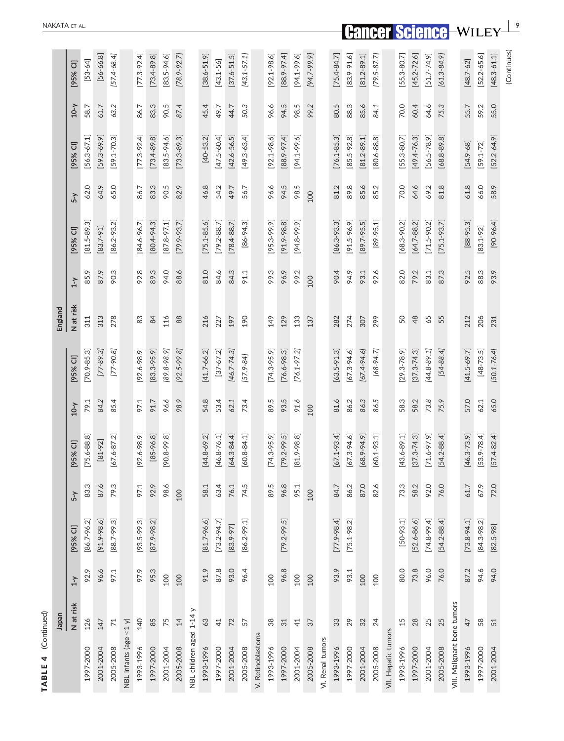**TABLE 4** (Continued)

| | Japan | | | | | | | England | | | | | | |
|---|---|---|---|---|---|---|---|---|---|---|---|---|---|---|
| | N at risk | 1-y | [95% CI] | 5-y | [95% CI] | 10-y | [95% CI] | N at risk | 1-y | [95% CI] | 5-y | [95% CI] | 10-y | [95% CI] |
| 1997-2000 | 126 | 92.9 | [86.7-96.2] | 83.3 | [75.6-88.8] | 79.1 | [70.9-85.3] | 311 | 85.9 | [81.5-89.3] | 62.0 | [56.3-67.1] | 58.7 | [53-64] |
| 2001-2004 | 147 | 96.6 | [91.9-98.6] | 87.6 | [81-92] | 84.2 | *[77-89.3]* | 313 | 87.9 | [83.7-91] | 64.9 | [59.3-69.9] | 61.7 | [56-66.8] |
| 2005-2008 | 71 | 97.1 | [88.7-99.3] | 79.3 | [67.6-87.2] | 85.4 | *[77-90.8]* | 278 | 90.3 | [86.2-93.2] | 65.0 | [59.1-70.3] | 63.2 | *[57.4-68.4]* |
| NBL infants (age <1 y) | | | | | | | | | | | | | | |
| 1993-1996 | 140 | 97.9 | [93.5-99.3] | 97.1 | [92.6-98.9] | 97.1 | [92.6-98.9] | 83 | 92.8 | [84.6-96.7] | 86.7 | [77.3-92.4] | 86.7 | [77.3-92.4] |
| 1997-2000 | 85 | 95.3 | [87.9-98.2] | 92.9 | [85-96.8] | 91.7 | [83.3-95.9] | 84 | 89.3 | [80.4-94.3] | 83.3 | [73.4-89.8] | 83.3 | [73.4-89.8] |
| 2001-2004 | 75 | 100 | | 98.6 | [90.8-99.8] | 96.6 | [89.8-98.9] | 116 | 94.0 | [87.8-97.1] | 90.5 | [83.5-94.6] | 90.5 | [83.5-94.6] |
| 2005-2008 | 14 | 100 | | 100 | | 98.9 | [92.5-99.8] | 88 | 88.6 | [79.9-93.7] | 82.9 | [73.3-89.3] | 87.4 | *[78.9-92.7]* |
| NBL children aged 1-14 y | | | | | | | | | | | | | | |
| 1993-1996 | 63 | 91.9 | [81.7-96.6] | 58.1 | [44.8-69.2] | 54.8 | [41.7-66.2] | 216 | 81.0 | [75.1-85.6] | 46.8 | [40-53.2] | 45.4 | [38.6-51.9] |
| 1997-2000 | 41 | 87.8 | [73.2-94.7] | 63.4 | [46.8-76.1] | 53.4 | [37-67.2] | 227 | 84.6 | [79.2-88.7] | 54.2 | [47.5-60.4] | 49.7 | [43.1-56] |
| 2001-2004 | 72 | 93.0 | [83.9-97] | 76.1 | [64.3-84.4] | 62.1 | *[46.7-74.3]* | 197 | 84.3 | [78.4-88.7] | 49.7 | [42.6-56.5] | 44.7 | [37.6-51.5] |
| 2005-2008 | 57 | 96.4 | [86.2-99.1] | 74.5 | [60.8-84.1] | 73.4 | *[57.9-84]* | 190 | 91.1 | [86-94.3] | 56.7 | [49.3-63.4] | 50.3 | *[43.1-57.1]* |
| V. Retinoblastoma | | | | | | | | | | | | | | |
| 1993-1996 | 38 | 100 | | 89.5 | [74.3-95.9] | 89.5 | [74.3-95.9] | 149 | 99.3 | [95.3-99.9] | 96.6 | [92.1-98.6] | 96.6 | [92.1-98.6] |
| 1997-2000 | 31 | 96.8 | [79.2-99.5] | 96.8 | [79.2-99.5] | 93.5 | [76.6-98.3] | 129 | 96.9 | [91.9-98.8] | 94.5 | [88.9-97.4] | 94.5 | [88.9-97.4] |
| 2001-2004 | 41 | 100 | | 95.1 | [81.9-98.8] | 91.6 | *[76.1-97.2]* | 133 | 99.2 | [94.8-99.9] | 98.5 | [94.1-99.6] | 98.5 | [94.1-99.6] |
| 2005-2008 | 37 | 100 | | 100 | | 100 | | 137 | 100 | | 100 | | 99.2 | *[94.7-99.9]* |
| VI. Renal tumors | | | | | | | | | | | | | | |
| 1993-1996 | 33 | 93.9 | [77.9-98.4] | 84.7 | [67.1-93.4] | 81.6 | [63.5-91.3] | 282 | 90.4 | [86.3-93.3] | 81.2 | [76.1-85.3] | 80.5 | [75.4-84.7] |
| 1997-2000 | 29 | 93.1 | [75.1-98.2] | 86.2 | [67.3-94.6] | 86.2 | *[67.3-94.6]* | 274 | 94.9 | [91.5-96.9] | 89.8 | [85.5-92.8] | 88.3 | [83.9-91.6] |
| 2001-2004 | 32 | 100 | | 87.0 | [68.9-94.9] | 86.3 | *[67.4-94.6]* | 307 | 93.1 | [89.7-95.5] | 85.6 | [81.2-89.1] | 85.6 | [81.2-89.1] |
| 2005-2008 | 24 | 100 | | 82.6 | [60.1-93.1] | 86.5 | *[68-94.7]* | 299 | 92.6 | [89-95.1] | 85.2 | [80.6-88.8] | 84.1 | *[79.5-87.7]* |
| VII. Hepatic tumors | | | | | | | | | | | | | | |
| 1993-1996 | 15 | 80.0 | [50-93.1] | 73.3 | [43.6-89.1] | 58.3 | [29.3-78.9] | 50 | 82.0 | [68.3-90.2] | 70.0 | [55.3-80.7] | 70.0 | [55.3-80.7] |
| 1997-2000 | 28 | 73.8 | [52.6-86.6] | 58.2 | [37.3-74.3] | 58.2 | [37.3-74.3] | 48 | 79.2 | [64.7-88.2] | 64.6 | [49.4-76.3] | 60.4 | [45.2-72.6] |
| 2001-2004 | 25 | 96.0 | [74.8-99.4] | 92.0 | [71.6-97.9] | 73.8 | *[44.8-89.1]* | 65 | 83.1 | [71.5-90.2] | 69.2 | [56.5-78.9] | 64.6 | [51.7-74.9] |
| 2005-2008 | 25 | 76.0 | [54.2-88.4] | 76.0 | [54.2-88.4] | 75.9 | *[54-88.4]* | 55 | 87.3 | [75.1-93.7] | 81.8 | [68.8-89.8] | 75.3 | *[61.3-84.9]* |
| VIII. Malignant bone tumors | | | | | | | | | | | | | | |
| 1993-1996 | 47 | 87.2 | [73.8-94.1] | 61.7 | [46.3-73.9] | 57.0 | [41.5-69.7] | 212 | 92.5 | [88-95.3] | 61.8 | [54.9-68] | 55.7 | [48.7-62] |
| 1997-2000 | 58 | 94.6 | [84.3-98.2] | 67.9 | [53.9-78.4] | 62.1 | [48-73.5] | 206 | 88.3 | [83.1-92] | 66.0 | [59.1-72] | 59.2 | [52.2-65.6] |
| 2001-2004 | 51 | 94.0 | [82.5-98] | 72.0 | [57.4-82.4] | 65.0 | *[50.1-76.4]* | 231 | 93.9 | [90-96.4] | 58.9 | [52.2-64.9] | 55.0 | [48.3-61.1] |

(Continues)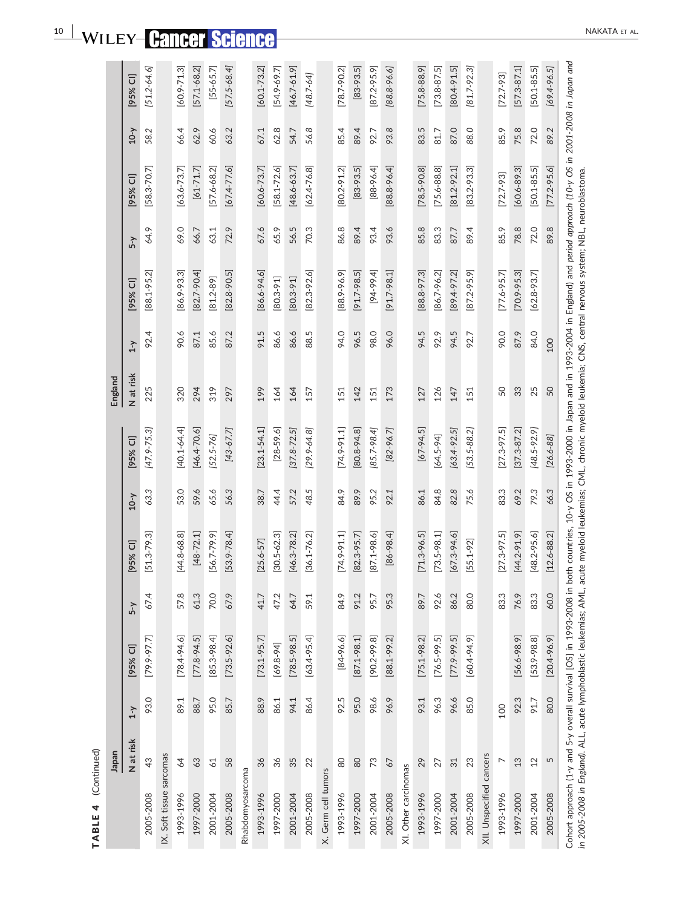**TABLE 4** (Continued)

| | Japan | | | | | | | England | | | | | | |
|---|---|---|---|---|---|---|---|---|---|---|---|---|---|---|
| | N at risk | 1-y | [95% CI] | 5-y | [95% CI] | 10-y | [95% CI] | N at risk | 1-y | [95% CI] | 5-y | [95% CI] | 10-y | [95% CI] |
| 2005-2008 | 43 | 93.0 | [79.9-97.7] | 67.4 | [51.3-79.3] | *63.3* | *[47.9-75.3]* | 225 | 92.4 | [88.1-95.2] | 64.9 | [58.3-70.7] | *58.2* | *[51.2-64.6]* |
| IX. Soft tissue sarcomas | | | | | | | | | | | | | | |
| 1993-1996 | 64 | 89.1 | [78.4-94.6] | 57.8 | [44.8-68.8] | 53.0 | [40.1-64.4] | 320 | 90.6 | [86.9-93.3] | 69.0 | [63.6-73.7] | 66.4 | [60.9-71.3] |
| 1997-2000 | 63 | 88.7 | [77.8-94.5] | 61.3 | [48-72.1] | 59.6 | [46.4-70.6] | 294 | 87.1 | [82.7-90.4] | 66.7 | [61-71.7] | 62.9 | [57.1-68.2] |
| 2001-2004 | 61 | 95.0 | [85.3-98.4] | 70.0 | [56.7-79.9] | *65.6* | *[52.5-76]* | 319 | 85.6 | [81.2-89] | 63.1 | [57.6-68.2] | 60.6 | [55-65.7] |
| 2005-2008 | 58 | 85.7 | [73.5-92.6] | 67.9 | [53.9-78.4] | *56.3* | *[43-67.7]* | 297 | 87.2 | [82.8-90.5] | 72.9 | [67.4-77.6] | *63.2* | *[57.5-68.4]* |
| Rhabdomyosarcoma | | | | | | | | | | | | | | |
| 1993-1996 | 36 | 88.9 | [73.1-95.7] | 41.7 | [25.6-57] | 38.7 | [23.1-54.1] | 199 | 91.5 | [86.6-94.6] | 67.6 | [60.6-73.7] | 67.1 | [60.1-73.2] |
| 1997-2000 | 36 | 86.1 | [69.8-94] | 47.2 | [30.5-62.3] | 44.4 | [28-59.6] | 164 | 86.6 | [80.3-91] | 65.9 | [58.1-72.6] | 62.8 | [54.9-69.7] |
| 2001-2004 | 35 | 94.1 | [78.5-98.5] | 64.7 | [46.3-78.2] | *57.2* | *[37.8-72.5]* | 164 | 86.6 | [80.3-91] | 56.5 | [48.6-63.7] | 54.7 | [46.7-61.9] |
| 2005-2008 | 22 | 86.4 | [63.4-95.4] | 59.1 | [36.1-76.2] | *48.5* | *[29.9-64.8]* | 157 | 88.5 | [82.3-92.6] | 70.3 | [62.4-76.8] | *56.8* | *[48.7-64]* |
| X. Germ cell tumors | | | | | | | | | | | | | | |
| 1993-1996 | 80 | 92.5 | [84-96.6] | 84.9 | [74.9-91.1] | 84.9 | [74.9-91.1] | 151 | 94.0 | [88.9-96.9] | 86.8 | [80.2-91.2] | 85.4 | [78.7-90.2] |
| 1997-2000 | 80 | 95.0 | [87.1-98.1] | 91.2 | [82.3-95.7] | 89.9 | [80.8-94.8] | 142 | 96.5 | [91.7-98.5] | 89.4 | [83-93.5] | 89.4 | [83-93.5] |
| 2001-2004 | 73 | 98.6 | [90.2-99.8] | 95.7 | [87.1-98.6] | *95.2* | *[85.7-98.4]* | 151 | 98.0 | [94-99.4] | 93.4 | [88-96.4] | 92.7 | [87.2-95.9] |
| 2005-2008 | 67 | 96.9 | [88.1-99.2] | 95.3 | [86-98.4] | *92.1* | *[82-96.7]* | 173 | 96.0 | [91.7-98.1] | 93.6 | [88.8-96.4] | *93.8* | *[88.8-96.6]* |
| XI. Other carcinomas | | | | | | | | | | | | | | |
| 1993-1996 | 29 | 93.1 | [75.1-98.2] | 89.7 | [71.3-96.5] | 86.1 | [67-94.5] | 127 | 94.5 | [88.8-97.3] | 85.8 | [78.5-90.8] | 83.5 | [75.8-88.9] |
| 1997-2000 | 27 | 96.3 | [76.5-99.5] | 92.6 | [73.5-98.1] | 84.8 | [64.5-94] | 126 | 92.9 | [86.7-96.2] | 83.3 | [75.6-88.8] | 81.7 | [73.8-87.5] |
| 2001-2004 | 31 | 96.6 | [77.9-99.5] | 86.2 | [67.3-94.6] | *82.8* | *[63.4-92.5]* | 147 | 94.5 | [89.4-97.2] | 87.7 | [81.2-92.1] | 87.0 | [80.4-91.5] |
| 2005-2008 | 23 | 85.0 | [60.4-94.9] | 80.0 | [55.1-92] | *75.6* | *[53.5-88.2]* | 151 | 92.7 | [87.2-95.9] | 89.4 | [83.2-93.3] | *88.0* | *[81.7-92.3]* |
| XII. Unspecified cancers | | | | | | | | | | | | | | |
| 1993-1996 | 7 | 100 | | 83.3 | [27.3-97.5] | 83.3 | [27.3-97.5] | 50 | 90.0 | [77.6-95.7] | 85.9 | [72.7-93] | 85.9 | [72.7-93] |
| 1997-2000 | 13 | 92.3 | [56.6-98.9] | 76.9 | [44.2-91.9] | 69.2 | [37.3-87.2] | 33 | 87.9 | [70.9-95.3] | 78.8 | [60.6-89.3] | 75.8 | [57.3-87.1] |
| 2001-2004 | 12 | 91.7 | [53.9-98.8] | 83.3 | [48.2-95.6] | *79.3* | *[48.5-92.9]* | 25 | 84.0 | [62.8-93.7] | 72.0 | [50.1-85.5] | 72.0 | [50.1-85.5] |
| 2005-2008 | 5 | 80.0 | [20.4-96.9] | 60.0 | [12.6-88.2] | *66.3* | *[26.6-88]* | 50 | 100 | | 89.8 | [77.2-95.6] | *89.2* | *[69.4-96.5]* |

Cohort approach (1-y and 5-y overall survival [OS] in 1993-2008 in both countries, 10-y OS in 1993-2000 in Japan and in 1993-2004 in England) and *period approach (10-y OS in 2001-2008 in Japan and in 2005-2008 in England)*. ALL, acute lymphoblastic leukemias; AML, acute myeloid leukemias; CML, chronic myeloid leukemia; CNS, central nervous system; NBL, neuroblastoma.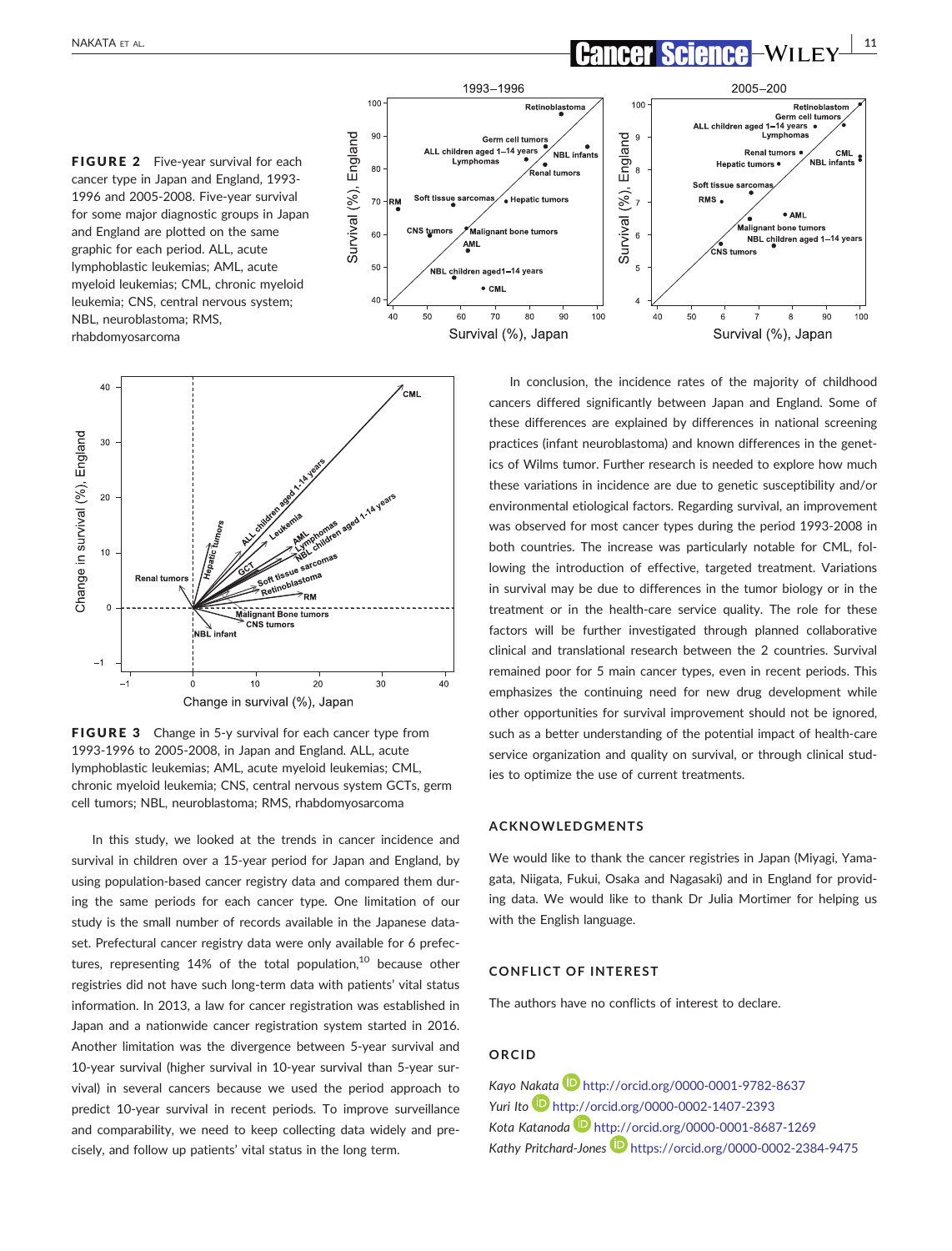1993–1996

Survival (%), England

Survival (%), Japan

Retinoblastoma

Germ cell tumors

ALL children aged 1–14 years

Lymphomas

NBL infants

Renal tumors

RM

Soft tissue sarcomas

Hepatic tumors

CNS tumors

Malignant bone tumors

AML

NBL children aged1–14 years

CML

2005–200

Survival (%), England

Survival (%), Japan

Retinoblastom

Germ cell tumors

ALL children aged 1–14 years

Lymphomas

Renal tumors

CML

Hepatic tumors

NBL infants

Soft tissue sarcomas

RMS

AML

Malignant bone tumors

NBL children aged 1–14 years

CNS tumors

**FIGURE 2** Five-year survival for each cancer type in Japan and England, 1993-1996 and 2005-2008. Five-year survival for some major diagnostic groups in Japan and England are plotted on the same graphic for each period. ALL, acute lymphoblastic leukemias; AML, acute myeloid leukemias; CML, chronic myeloid leukemia; CNS, central nervous system; NBL, neuroblastoma; RMS, rhabdomyosarcoma

Change in survival (%), England

Change in survival (%), Japan

CML

ALL children aged 1-14 years

Leukemia

AML

Lymphomas

NBL children aged 1-14 years

Hepatic tumors

GCT

Soft tissue sarcomas

Retinoblastoma

Renal tumors

RM

Malignant Bone tumors

CNS tumors

NBL infant

**FIGURE 3** Change in 5-y survival for each cancer type from 1993-1996 to 2005-2008, in Japan and England. ALL, acute lymphoblastic leukemias; AML, acute myeloid leukemias; CML, chronic myeloid leukemia; CNS, central nervous system GCTs, germ cell tumors; NBL, neuroblastoma; RMS, rhabdomyosarcoma

In this study, we looked at the trends in cancer incidence and survival in children over a 15-year period for Japan and England, by using population-based cancer registry data and compared them during the same periods for each cancer type. One limitation of our study is the small number of records available in the Japanese dataset. Prefectural cancer registry data were only available for 6 prefectures, representing 14% of the total population,[10] because other registries did not have such long-term data with patients' vital status information. In 2013, a law for cancer registration was established in Japan and a nationwide cancer registration system started in 2016. Another limitation was the divergence between 5-year survival and 10-year survival (higher survival in 10-year survival than 5-year survival) in several cancers because we used the period approach to predict 10-year survival in recent periods. To improve surveillance and comparability, we need to keep collecting data widely and precisely, and follow up patients' vital status in the long term.

In conclusion, the incidence rates of the majority of childhood cancers differed significantly between Japan and England. Some of these differences are explained by differences in national screening practices (infant neuroblastoma) and known differences in the genetics of Wilms tumor. Further research is needed to explore how much these variations in incidence are due to genetic susceptibility and/or environmental etiological factors. Regarding survival, an improvement was observed for most cancer types during the period 1993-2008 in both countries. The increase was particularly notable for CML, following the introduction of effective, targeted treatment. Variations in survival may be due to differences in the tumor biology or in the treatment or in the health-care service quality. The role for these factors will be further investigated through planned collaborative clinical and translational research between the 2 countries. Survival remained poor for 5 main cancer types, even in recent periods. This emphasizes the continuing need for new drug development while other opportunities for survival improvement should not be ignored, such as a better understanding of the potential impact of health-care service organization and quality on survival, or through clinical studies to optimize the use of current treatments.

## ACKNOWLEDGMENTS

We would like to thank the cancer registries in Japan (Miyagi, Yamagata, Niigata, Fukui, Osaka and Nagasaki) and in England for providing data. We would like to thank Dr Julia Mortimer for helping us with the English language.

## CONFLICT OF INTEREST

The authors have no conflicts of interest to declare.

## ORCID

*Kayo Nakata* http://orcid.org/0000-0001-9782-8637
*Yuri Ito* http://orcid.org/0000-0002-1407-2393
*Kota Katanoda* http://orcid.org/0000-0001-8687-1269
*Kathy Pritchard-Jones* https://orcid.org/0000-0002-2384-9475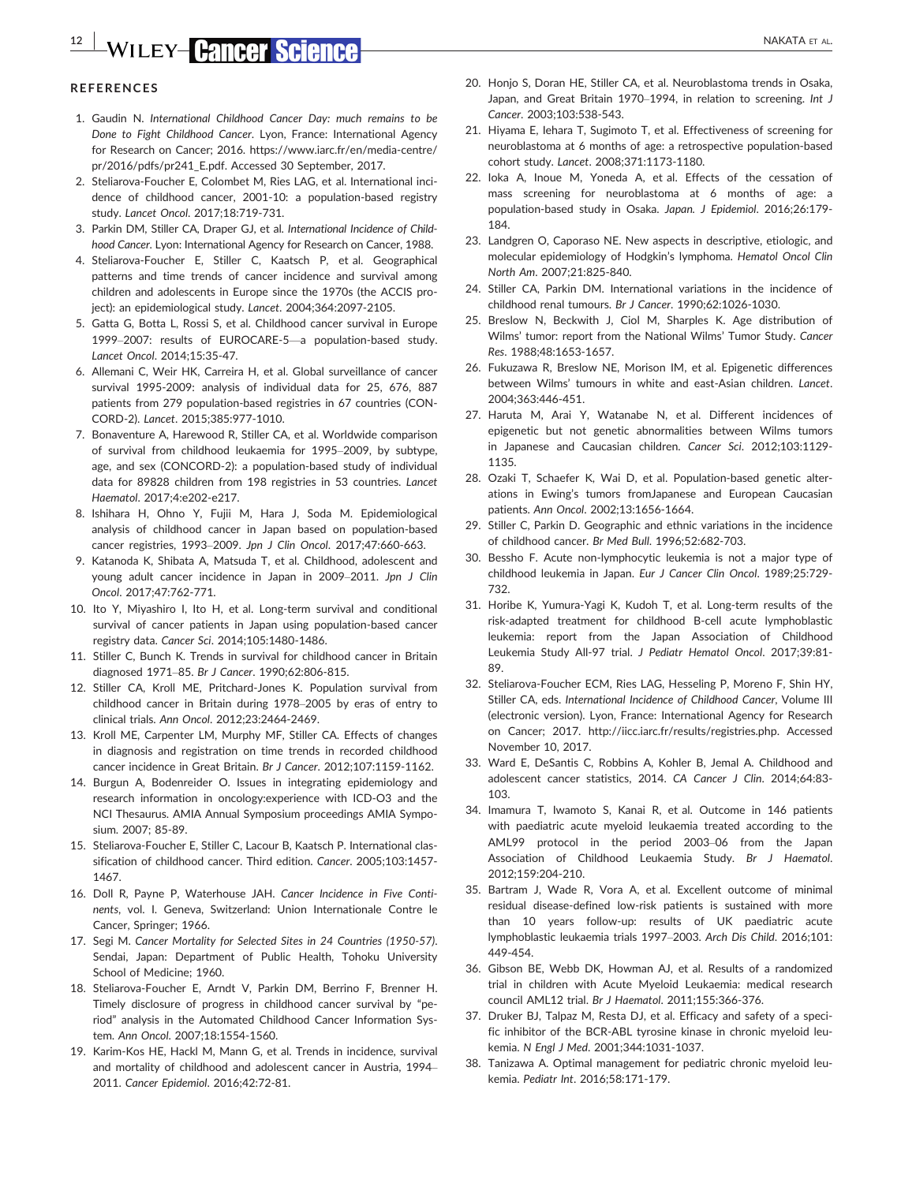## REFERENCES

1. Gaudin N. *International Childhood Cancer Day: much remains to be Done to Fight Childhood Cancer*. Lyon, France: International Agency for Research on Cancer; 2016. https://www.iarc.fr/en/media-centre/pr/2016/pdfs/pr241_E.pdf. Accessed 30 September, 2017.
2. Steliarova-Foucher E, Colombet M, Ries LAG, et al. International incidence of childhood cancer, 2001-10: a population-based registry study. *Lancet Oncol*. 2017;18:719-731.
3. Parkin DM, Stiller CA, Draper GJ, et al. *International Incidence of Childhood Cancer*. Lyon: International Agency for Research on Cancer, 1988.
4. Steliarova-Foucher E, Stiller C, Kaatsch P, et al. Geographical patterns and time trends of cancer incidence and survival among children and adolescents in Europe since the 1970s (the ACCIS project): an epidemiological study. *Lancet*. 2004;364:2097-2105.
5. Gatta G, Botta L, Rossi S, et al. Childhood cancer survival in Europe 1999–2007: results of EUROCARE-5—a population-based study. *Lancet Oncol*. 2014;15:35-47.
6. Allemani C, Weir HK, Carreira H, et al. Global surveillance of cancer survival 1995-2009: analysis of individual data for 25, 676, 887 patients from 279 population-based registries in 67 countries (CONCORD-2). *Lancet*. 2015;385:977-1010.
7. Bonaventure A, Harewood R, Stiller CA, et al. Worldwide comparison of survival from childhood leukaemia for 1995–2009, by subtype, age, and sex (CONCORD-2): a population-based study of individual data for 89828 children from 198 registries in 53 countries. *Lancet Haematol*. 2017;4:e202-e217.
8. Ishihara H, Ohno Y, Fujii M, Hara J, Soda M. Epidemiological analysis of childhood cancer in Japan based on population-based cancer registries, 1993–2009. *Jpn J Clin Oncol*. 2017;47:660-663.
9. Katanoda K, Shibata A, Matsuda T, et al. Childhood, adolescent and young adult cancer incidence in Japan in 2009–2011. *Jpn J Clin Oncol*. 2017;47:762-771.
10. Ito Y, Miyashiro I, Ito H, et al. Long-term survival and conditional survival of cancer patients in Japan using population-based cancer registry data. *Cancer Sci*. 2014;105:1480-1486.
11. Stiller C, Bunch K. Trends in survival for childhood cancer in Britain diagnosed 1971–85. *Br J Cancer*. 1990;62:806-815.
12. Stiller CA, Kroll ME, Pritchard-Jones K. Population survival from childhood cancer in Britain during 1978–2005 by eras of entry to clinical trials. *Ann Oncol*. 2012;23:2464-2469.
13. Kroll ME, Carpenter LM, Murphy MF, Stiller CA. Effects of changes in diagnosis and registration on time trends in recorded childhood cancer incidence in Great Britain. *Br J Cancer*. 2012;107:1159-1162.
14. Burgun A, Bodenreider O. Issues in integrating epidemiology and research information in oncology:experience with ICD-O3 and the NCI Thesaurus. AMIA Annual Symposium proceedings AMIA Symposium. 2007; 85-89.
15. Steliarova-Foucher E, Stiller C, Lacour B, Kaatsch P. International classification of childhood cancer. Third edition. *Cancer*. 2005;103:1457-1467.
16. Doll R, Payne P, Waterhouse JAH. *Cancer Incidence in Five Continents*, vol. I. Geneva, Switzerland: Union Internationale Contre le Cancer, Springer; 1966.
17. Segi M. *Cancer Mortality for Selected Sites in 24 Countries (1950-57)*. Sendai, Japan: Department of Public Health, Tohoku University School of Medicine; 1960.
18. Steliarova-Foucher E, Arndt V, Parkin DM, Berrino F, Brenner H. Timely disclosure of progress in childhood cancer survival by "period" analysis in the Automated Childhood Cancer Information System. *Ann Oncol*. 2007;18:1554-1560.
19. Karim-Kos HE, Hackl M, Mann G, et al. Trends in incidence, survival and mortality of childhood and adolescent cancer in Austria, 1994–2011. *Cancer Epidemiol*. 2016;42:72-81.
20. Honjo S, Doran HE, Stiller CA, et al. Neuroblastoma trends in Osaka, Japan, and Great Britain 1970–1994, in relation to screening. *Int J Cancer*. 2003;103:538-543.
21. Hiyama E, Iehara T, Sugimoto T, et al. Effectiveness of screening for neuroblastoma at 6 months of age: a retrospective population-based cohort study. *Lancet*. 2008;371:1173-1180.
22. Ioka A, Inoue M, Yoneda A, et al. Effects of the cessation of mass screening for neuroblastoma at 6 months of age: a population-based study in Osaka. *Japan. J Epidemiol*. 2016;26:179-184.
23. Landgren O, Caporaso NE. New aspects in descriptive, etiologic, and molecular epidemiology of Hodgkin's lymphoma. *Hematol Oncol Clin North Am*. 2007;21:825-840.
24. Stiller CA, Parkin DM. International variations in the incidence of childhood renal tumours. *Br J Cancer*. 1990;62:1026-1030.
25. Breslow N, Beckwith J, Ciol M, Sharples K. Age distribution of Wilms' tumor: report from the National Wilms' Tumor Study. *Cancer Res*. 1988;48:1653-1657.
26. Fukuzawa R, Breslow NE, Morison IM, et al. Epigenetic differences between Wilms' tumours in white and east-Asian children. *Lancet*. 2004;363:446-451.
27. Haruta M, Arai Y, Watanabe N, et al. Different incidences of epigenetic but not genetic abnormalities between Wilms tumors in Japanese and Caucasian children. *Cancer Sci*. 2012;103:1129-1135.
28. Ozaki T, Schaefer K, Wai D, et al. Population-based genetic alterations in Ewing's tumors fromJapanese and European Caucasian patients. *Ann Oncol*. 2002;13:1656-1664.
29. Stiller C, Parkin D. Geographic and ethnic variations in the incidence of childhood cancer. *Br Med Bull*. 1996;52:682-703.
30. Bessho F. Acute non-lymphocytic leukemia is not a major type of childhood leukemia in Japan. *Eur J Cancer Clin Oncol*. 1989;25:729-732.
31. Horibe K, Yumura-Yagi K, Kudoh T, et al. Long-term results of the risk-adapted treatment for childhood B-cell acute lymphoblastic leukemia: report from the Japan Association of Childhood Leukemia Study All-97 trial. *J Pediatr Hematol Oncol*. 2017;39:81-89.
32. Steliarova-Foucher ECM, Ries LAG, Hesseling P, Moreno F, Shin HY, Stiller CA, eds. *International Incidence of Childhood Cancer*, Volume III (electronic version). Lyon, France: International Agency for Research on Cancer; 2017. http://iicc.iarc.fr/results/registries.php. Accessed November 10, 2017.
33. Ward E, DeSantis C, Robbins A, Kohler B, Jemal A. Childhood and adolescent cancer statistics, 2014. *CA Cancer J Clin*. 2014;64:83-103.
34. Imamura T, Iwamoto S, Kanai R, et al. Outcome in 146 patients with paediatric acute myeloid leukaemia treated according to the AML99 protocol in the period 2003–06 from the Japan Association of Childhood Leukaemia Study. *Br J Haematol*. 2012;159:204-210.
35. Bartram J, Wade R, Vora A, et al. Excellent outcome of minimal residual disease-defined low-risk patients is sustained with more than 10 years follow-up: results of UK paediatric acute lymphoblastic leukaemia trials 1997–2003. *Arch Dis Child*. 2016;101:449-454.
36. Gibson BE, Webb DK, Howman AJ, et al. Results of a randomized trial in children with Acute Myeloid Leukaemia: medical research council AML12 trial. *Br J Haematol*. 2011;155:366-376.
37. Druker BJ, Talpaz M, Resta DJ, et al. Efficacy and safety of a specific inhibitor of the BCR-ABL tyrosine kinase in chronic myeloid leukemia. *N Engl J Med*. 2001;344:1031-1037.
38. Tanizawa A. Optimal management for pediatric chronic myeloid leukemia. *Pediatr Int*. 2016;58:171-179.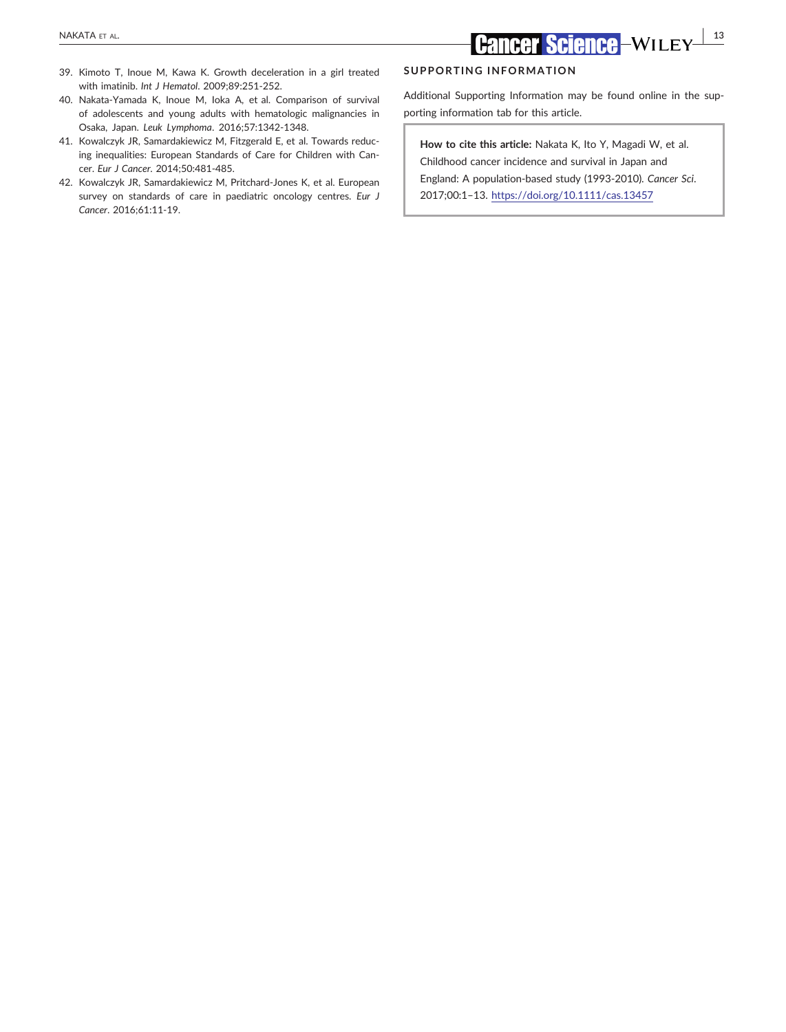39. Kimoto T, Inoue M, Kawa K. Growth deceleration in a girl treated with imatinib. *Int J Hematol*. 2009;89:251-252.
40. Nakata-Yamada K, Inoue M, Ioka A, et al. Comparison of survival of adolescents and young adults with hematologic malignancies in Osaka, Japan. *Leuk Lymphoma*. 2016;57:1342-1348.
41. Kowalczyk JR, Samardakiewicz M, Fitzgerald E, et al. Towards reducing inequalities: European Standards of Care for Children with Cancer. *Eur J Cancer*. 2014;50:481-485.
42. Kowalczyk JR, Samardakiewicz M, Pritchard-Jones K, et al. European survey on standards of care in paediatric oncology centres. *Eur J Cancer*. 2016;61:11-19.

## SUPPORTING INFORMATION

Additional Supporting Information may be found online in the supporting information tab for this article.

**How to cite this article:** Nakata K, Ito Y, Magadi W, et al. Childhood cancer incidence and survival in Japan and England: A population-based study (1993-2010). *Cancer Sci*. 2017;00:1–13. https://doi.org/10.1111/cas.13457